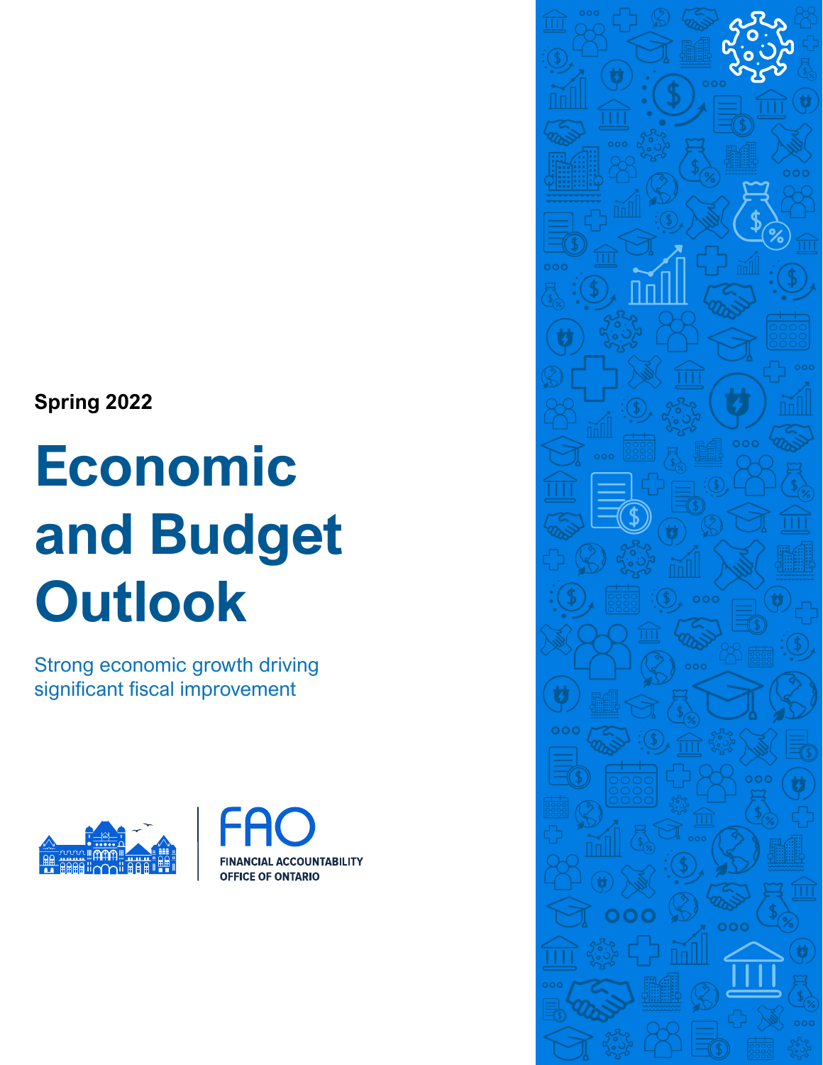Spring 2022

# Economic and Budget Outlook

Strong economic growth driving significant fiscal improvement

FAO

FINANCIAL ACCOUNTABILITY OFFICE OF ONTARIO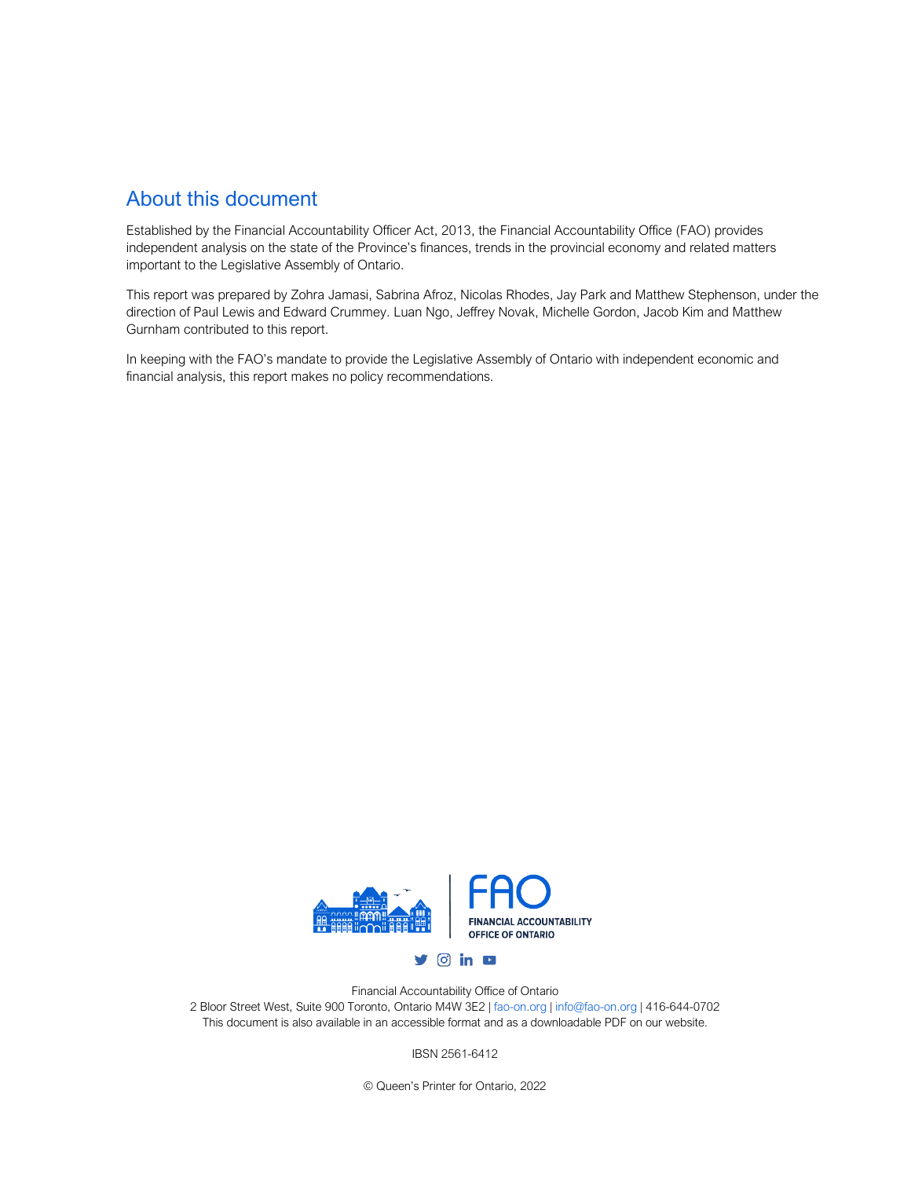## About this document

Established by the Financial Accountability Officer Act, 2013, the Financial Accountability Office (FAO) provides independent analysis on the state of the Province's finances, trends in the provincial economy and related matters important to the Legislative Assembly of Ontario.

This report was prepared by Zohra Jamasi, Sabrina Afroz, Nicolas Rhodes, Jay Park and Matthew Stephenson, under the direction of Paul Lewis and Edward Crummey. Luan Ngo, Jeffrey Novak, Michelle Gordon, Jacob Kim and Matthew Gurnham contributed to this report.

In keeping with the FAO's mandate to provide the Legislative Assembly of Ontario with independent economic and financial analysis, this report makes no policy recommendations.

FAO
FINANCIAL ACCOUNTABILITY OFFICE OF ONTARIO

Financial Accountability Office of Ontario
2 Bloor Street West, Suite 900 Toronto, Ontario M4W 3E2 | fao-on.org | info@fao-on.org | 416-644-0702
This document is also available in an accessible format and as a downloadable PDF on our website.

IBSN 2561-6412

© Queen's Printer for Ontario, 2022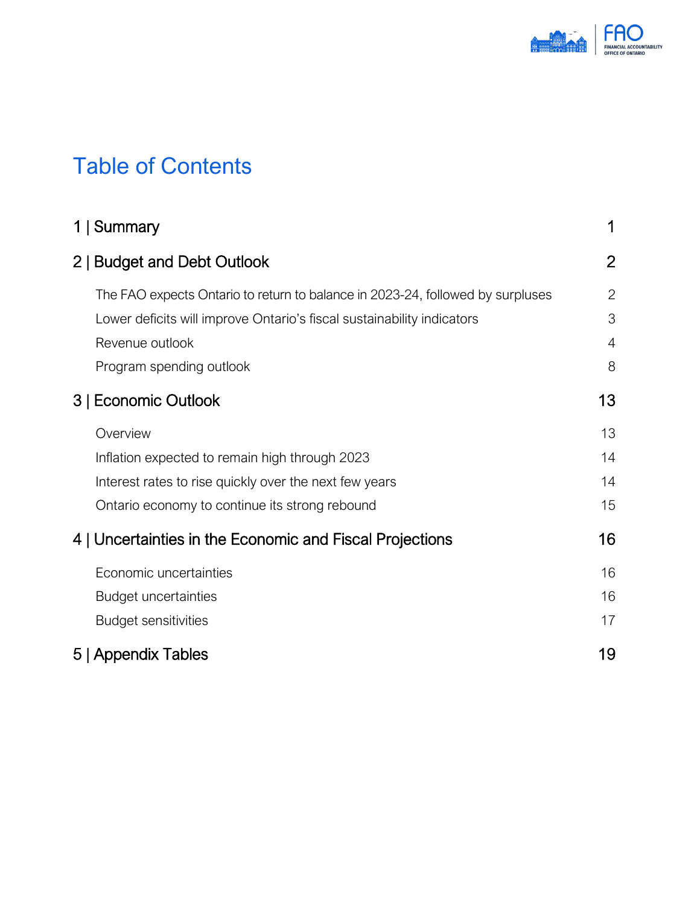# Table of Contents

| | |
|---|---|
| **1 \| Summary** | **1** |
| **2 \| Budget and Debt Outlook** | **2** |
| The FAO expects Ontario to return to balance in 2023-24, followed by surpluses | 2 |
| Lower deficits will improve Ontario's fiscal sustainability indicators | 3 |
| Revenue outlook | 4 |
| Program spending outlook | 8 |
| **3 \| Economic Outlook** | **13** |
| Overview | 13 |
| Inflation expected to remain high through 2023 | 14 |
| Interest rates to rise quickly over the next few years | 14 |
| Ontario economy to continue its strong rebound | 15 |
| **4 \| Uncertainties in the Economic and Fiscal Projections** | **16** |
| Economic uncertainties | 16 |
| Budget uncertainties | 16 |
| Budget sensitivities | 17 |
| **5 \| Appendix Tables** | **19** |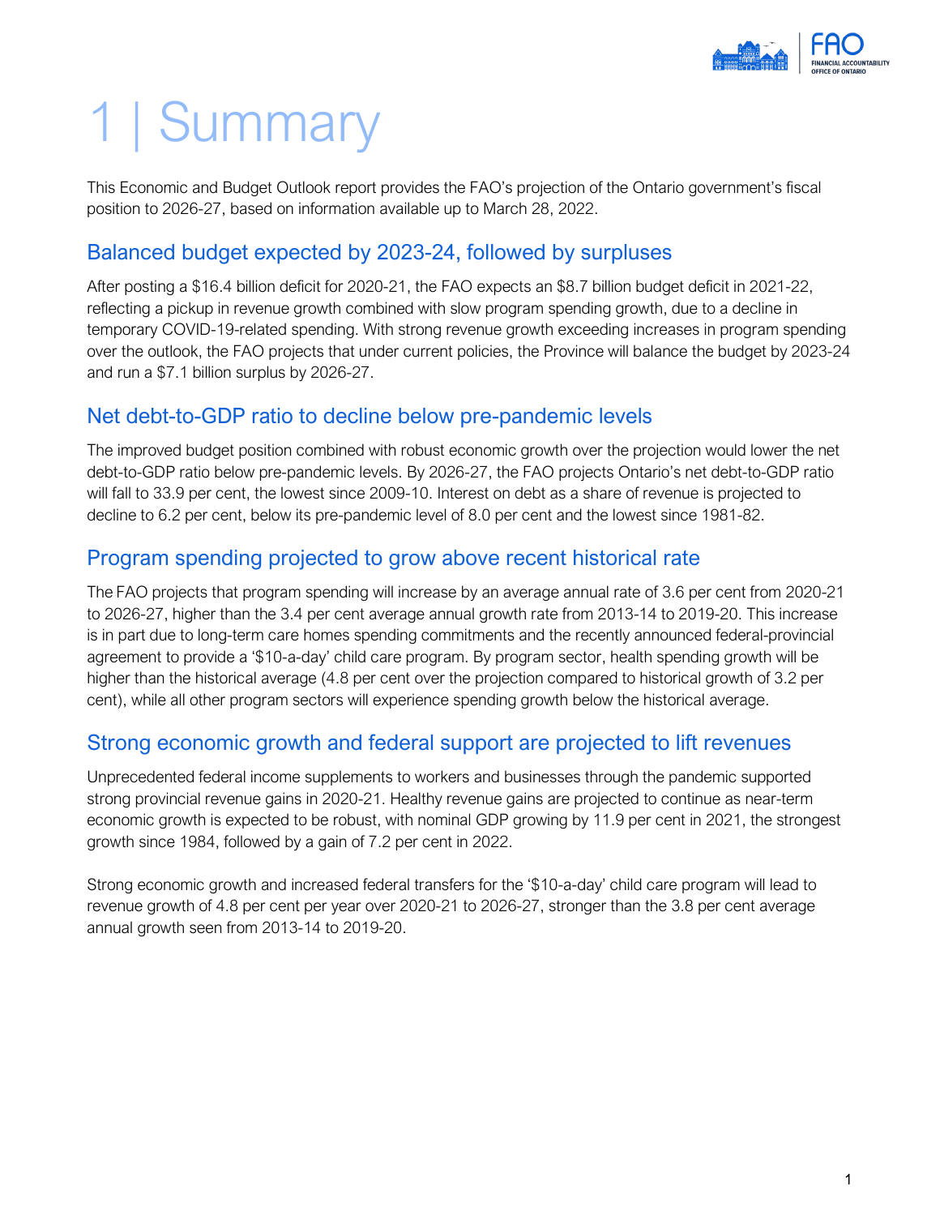# 1 | Summary

This Economic and Budget Outlook report provides the FAO's projection of the Ontario government's fiscal position to 2026-27, based on information available up to March 28, 2022.

## Balanced budget expected by 2023-24, followed by surpluses

After posting a $16.4 billion deficit for 2020-21, the FAO expects an $8.7 billion budget deficit in 2021-22, reflecting a pickup in revenue growth combined with slow program spending growth, due to a decline in temporary COVID-19-related spending. With strong revenue growth exceeding increases in program spending over the outlook, the FAO projects that under current policies, the Province will balance the budget by 2023-24 and run a $7.1 billion surplus by 2026-27.

## Net debt-to-GDP ratio to decline below pre-pandemic levels

The improved budget position combined with robust economic growth over the projection would lower the net debt-to-GDP ratio below pre-pandemic levels. By 2026-27, the FAO projects Ontario's net debt-to-GDP ratio will fall to 33.9 per cent, the lowest since 2009-10. Interest on debt as a share of revenue is projected to decline to 6.2 per cent, below its pre-pandemic level of 8.0 per cent and the lowest since 1981-82.

## Program spending projected to grow above recent historical rate

The FAO projects that program spending will increase by an average annual rate of 3.6 per cent from 2020-21 to 2026-27, higher than the 3.4 per cent average annual growth rate from 2013-14 to 2019-20. This increase is in part due to long-term care homes spending commitments and the recently announced federal-provincial agreement to provide a '$10-a-day' child care program. By program sector, health spending growth will be higher than the historical average (4.8 per cent over the projection compared to historical growth of 3.2 per cent), while all other program sectors will experience spending growth below the historical average.

## Strong economic growth and federal support are projected to lift revenues

Unprecedented federal income supplements to workers and businesses through the pandemic supported strong provincial revenue gains in 2020-21. Healthy revenue gains are projected to continue as near-term economic growth is expected to be robust, with nominal GDP growing by 11.9 per cent in 2021, the strongest growth since 1984, followed by a gain of 7.2 per cent in 2022.

Strong economic growth and increased federal transfers for the '$10-a-day' child care program will lead to revenue growth of 4.8 per cent per year over 2020-21 to 2026-27, stronger than the 3.8 per cent average annual growth seen from 2013-14 to 2019-20.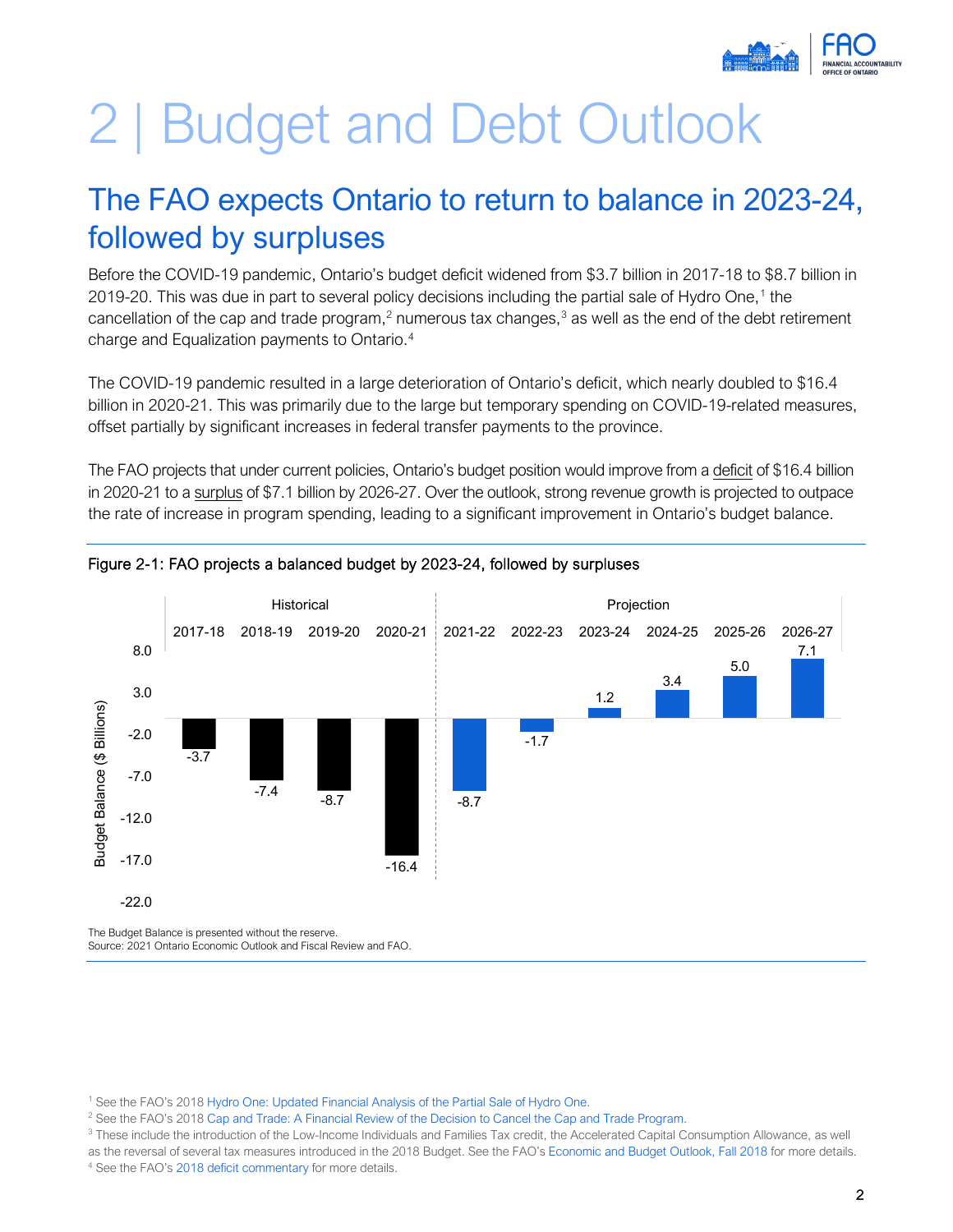# 2 | Budget and Debt Outlook

## The FAO expects Ontario to return to balance in 2023-24, followed by surpluses

Before the COVID-19 pandemic, Ontario's budget deficit widened from $3.7 billion in 2017-18 to $8.7 billion in 2019-20. This was due in part to several policy decisions including the partial sale of Hydro One,[1] the cancellation of the cap and trade program,[2] numerous tax changes,[3] as well as the end of the debt retirement charge and Equalization payments to Ontario.[4]

The COVID-19 pandemic resulted in a large deterioration of Ontario's deficit, which nearly doubled to $16.4 billion in 2020-21. This was primarily due to the large but temporary spending on COVID-19-related measures, offset partially by significant increases in federal transfer payments to the province.

The FAO projects that under current policies, Ontario's budget position would improve from a deficit of $16.4 billion in 2020-21 to a surplus of $7.1 billion by 2026-27. Over the outlook, strong revenue growth is projected to outpace the rate of increase in program spending, leading to a significant improvement in Ontario's budget balance.

Figure 2-1: FAO projects a balanced budget by 2023-24, followed by surpluses

| | Historical | | | | Projection | | | | | |
|---|---|---|---|---|---|---|---|---|---|---|
| | 2017-18 | 2018-19 | 2019-20 | 2020-21 | 2021-22 | 2022-23 | 2023-24 | 2024-25 | 2025-26 | 2026-27 |
| Budget Balance ($ Billions) | -3.7 | -7.4 | -8.7 | -16.4 | -8.7 | -1.7 | 1.2 | 3.4 | 5.0 | 7.1 |

The Budget Balance is presented without the reserve.
Source: 2021 Ontario Economic Outlook and Fiscal Review and FAO.

---

[1] See the FAO's 2018 Hydro One: Updated Financial Analysis of the Partial Sale of Hydro One.

[2] See the FAO's 2018 Cap and Trade: A Financial Review of the Decision to Cancel the Cap and Trade Program.

[3] These include the introduction of the Low-Income Individuals and Families Tax credit, the Accelerated Capital Consumption Allowance, as well as the reversal of several tax measures introduced in the 2018 Budget. See the FAO's Economic and Budget Outlook, Fall 2018 for more details.

[4] See the FAO's 2018 deficit commentary for more details.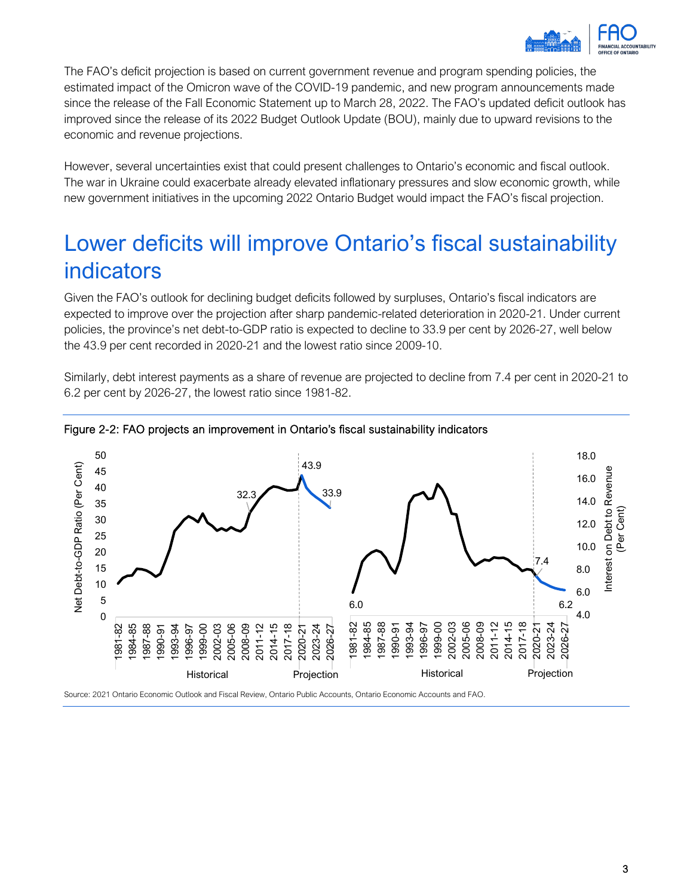The FAO's deficit projection is based on current government revenue and program spending policies, the estimated impact of the Omicron wave of the COVID-19 pandemic, and new program announcements made since the release of the Fall Economic Statement up to March 28, 2022. The FAO's updated deficit outlook has improved since the release of its 2022 Budget Outlook Update (BOU), mainly due to upward revisions to the economic and revenue projections.

However, several uncertainties exist that could present challenges to Ontario's economic and fiscal outlook. The war in Ukraine could exacerbate already elevated inflationary pressures and slow economic growth, while new government initiatives in the upcoming 2022 Ontario Budget would impact the FAO's fiscal projection.

# Lower deficits will improve Ontario's fiscal sustainability indicators

Given the FAO's outlook for declining budget deficits followed by surpluses, Ontario's fiscal indicators are expected to improve over the projection after sharp pandemic-related deterioration in 2020-21. Under current policies, the province's net debt-to-GDP ratio is expected to decline to 33.9 per cent by 2026-27, well below the 43.9 per cent recorded in 2020-21 and the lowest ratio since 2009-10.

Similarly, debt interest payments as a share of revenue are projected to decline from 7.4 per cent in 2020-21 to 6.2 per cent by 2026-27, the lowest ratio since 1981-82.

Figure 2-2: FAO projects an improvement in Ontario's fiscal sustainability indicators

Source: 2021 Ontario Economic Outlook and Fiscal Review, Ontario Public Accounts, Ontario Economic Accounts and FAO.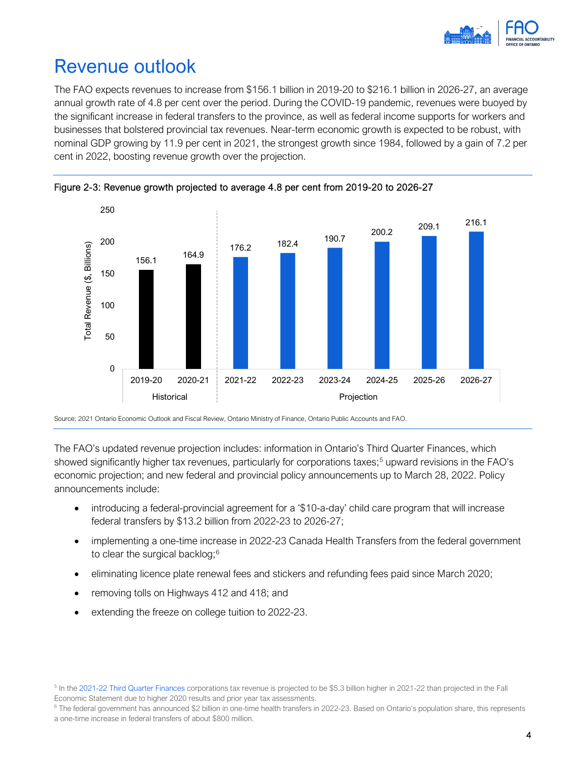# Revenue outlook

The FAO expects revenues to increase from $156.1 billion in 2019-20 to $216.1 billion in 2026-27, an average annual growth rate of 4.8 per cent over the period. During the COVID-19 pandemic, revenues were buoyed by the significant increase in federal transfers to the province, as well as federal income supports for workers and businesses that bolstered provincial tax revenues. Near-term economic growth is expected to be robust, with nominal GDP growing by 11.9 per cent in 2021, the strongest growth since 1984, followed by a gain of 7.2 per cent in 2022, boosting revenue growth over the projection.

Figure 2-3: Revenue growth projected to average 4.8 per cent from 2019-20 to 2026-27

| | 2019-20 | 2020-21 | 2021-22 | 2022-23 | 2023-24 | 2024-25 | 2025-26 | 2026-27 |
|---|---|---|---|---|---|---|---|---|
| | Historical | | Projection | | | | | |
| Total Revenue ($, Billions) | 156.1 | 164.9 | 176.2 | 182.4 | 190.7 | 200.2 | 209.1 | 216.1 |

Source: 2021 Ontario Economic Outlook and Fiscal Review, Ontario Ministry of Finance, Ontario Public Accounts and FAO.

The FAO's updated revenue projection includes: information in Ontario's Third Quarter Finances, which showed significantly higher tax revenues, particularly for corporations taxes;[5] upward revisions in the FAO's economic projection; and new federal and provincial policy announcements up to March 28, 2022. Policy announcements include:

- introducing a federal-provincial agreement for a '$10-a-day' child care program that will increase federal transfers by $13.2 billion from 2022-23 to 2026-27;
- implementing a one-time increase in 2022-23 Canada Health Transfers from the federal government to clear the surgical backlog;[6]
- eliminating licence plate renewal fees and stickers and refunding fees paid since March 2020;
- removing tolls on Highways 412 and 418; and
- extending the freeze on college tuition to 2022-23.

[5] In the 2021-22 Third Quarter Finances corporations tax revenue is projected to be $5.3 billion higher in 2021-22 than projected in the Fall Economic Statement due to higher 2020 results and prior year tax assessments.

[6] The federal government has announced $2 billion in one-time health transfers in 2022-23. Based on Ontario's population share, this represents a one-time increase in federal transfers of about $800 million.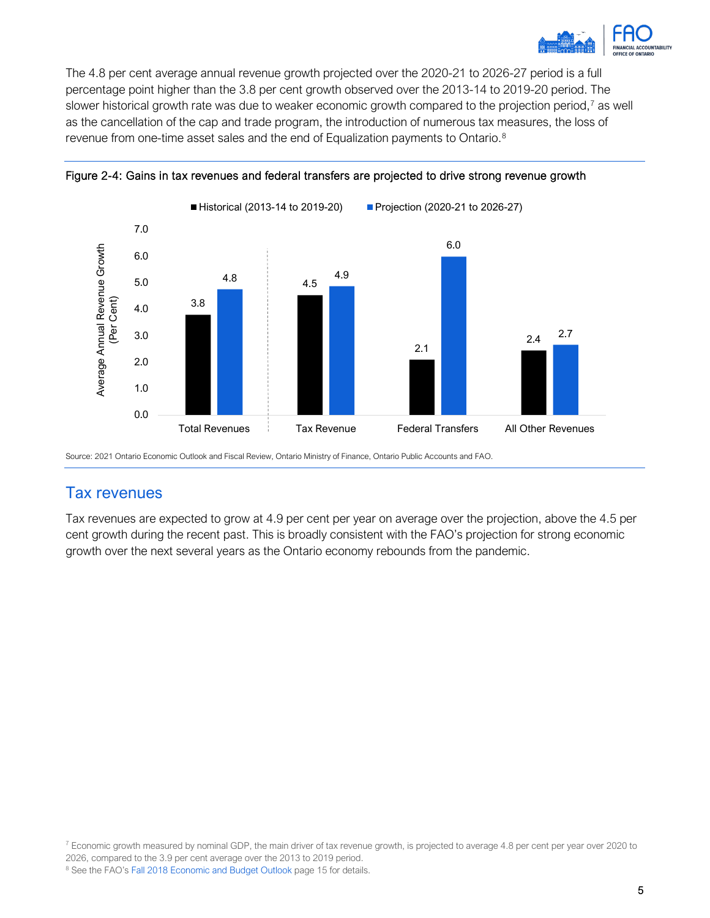The 4.8 per cent average annual revenue growth projected over the 2020-21 to 2026-27 period is a full percentage point higher than the 3.8 per cent growth observed over the 2013-14 to 2019-20 period. The slower historical growth rate was due to weaker economic growth compared to the projection period,[7] as well as the cancellation of the cap and trade program, the introduction of numerous tax measures, the loss of revenue from one-time asset sales and the end of Equalization payments to Ontario.[8]

**Figure 2-4: Gains in tax revenues and federal transfers are projected to drive strong revenue growth**

| Average Annual Revenue Growth (Per Cent) | Historical (2013-14 to 2019-20) | Projection (2020-21 to 2026-27) |
| --- | --- | --- |
| Total Revenues | 3.8 | 4.8 |
| Tax Revenue | 4.5 | 4.9 |
| Federal Transfers | 2.1 | 6.0 |
| All Other Revenues | 2.4 | 2.7 |

Source: 2021 Ontario Economic Outlook and Fiscal Review, Ontario Ministry of Finance, Ontario Public Accounts and FAO.

## Tax revenues

Tax revenues are expected to grow at 4.9 per cent per year on average over the projection, above the 4.5 per cent growth during the recent past. This is broadly consistent with the FAO's projection for strong economic growth over the next several years as the Ontario economy rebounds from the pandemic.

[7] Economic growth measured by nominal GDP, the main driver of tax revenue growth, is projected to average 4.8 per cent per year over 2020 to 2026, compared to the 3.9 per cent average over the 2013 to 2019 period.

[8] See the FAO's Fall 2018 Economic and Budget Outlook page 15 for details.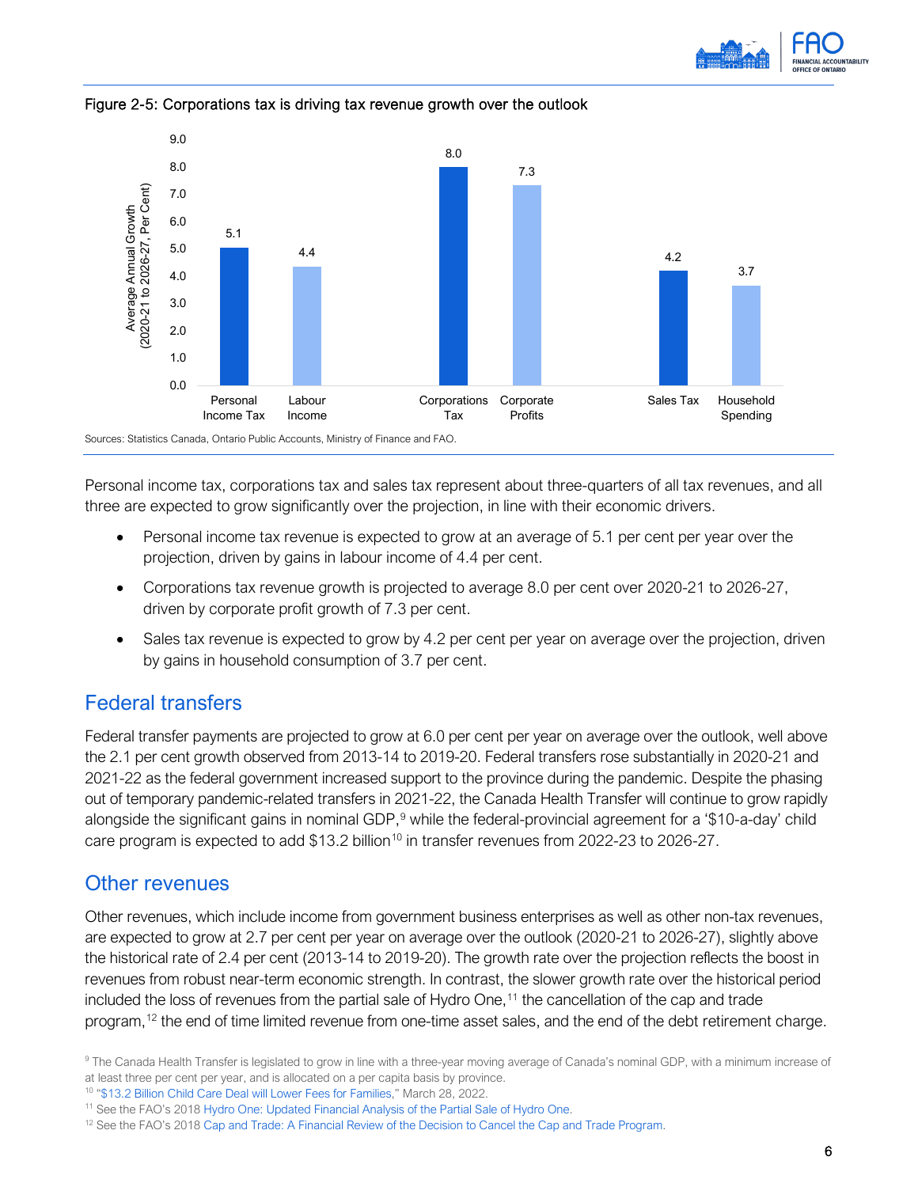Figure 2-5: Corporations tax is driving tax revenue growth over the outlook

| | Average Annual Growth (2020-21 to 2026-27, Per Cent) |
|---|---|
| Personal Income Tax | 5.1 |
| Labour Income | 4.4 |
| Corporations Tax | 8.0 |
| Corporate Profits | 7.3 |
| Sales Tax | 4.2 |
| Household Spending | 3.7 |

Sources: Statistics Canada, Ontario Public Accounts, Ministry of Finance and FAO.

Personal income tax, corporations tax and sales tax represent about three-quarters of all tax revenues, and all three are expected to grow significantly over the projection, in line with their economic drivers.

- Personal income tax revenue is expected to grow at an average of 5.1 per cent per year over the projection, driven by gains in labour income of 4.4 per cent.
- Corporations tax revenue growth is projected to average 8.0 per cent over 2020-21 to 2026-27, driven by corporate profit growth of 7.3 per cent.
- Sales tax revenue is expected to grow by 4.2 per cent per year on average over the projection, driven by gains in household consumption of 3.7 per cent.

## Federal transfers

Federal transfer payments are projected to grow at 6.0 per cent per year on average over the outlook, well above the 2.1 per cent growth observed from 2013-14 to 2019-20. Federal transfers rose substantially in 2020-21 and 2021-22 as the federal government increased support to the province during the pandemic. Despite the phasing out of temporary pandemic-related transfers in 2021-22, the Canada Health Transfer will continue to grow rapidly alongside the significant gains in nominal GDP,[9] while the federal-provincial agreement for a '$10-a-day' child care program is expected to add $13.2 billion[10] in transfer revenues from 2022-23 to 2026-27.

## Other revenues

Other revenues, which include income from government business enterprises as well as other non-tax revenues, are expected to grow at 2.7 per cent per year on average over the outlook (2020-21 to 2026-27), slightly above the historical rate of 2.4 per cent (2013-14 to 2019-20). The growth rate over the projection reflects the boost in revenues from robust near-term economic strength. In contrast, the slower growth rate over the historical period included the loss of revenues from the partial sale of Hydro One,[11] the cancellation of the cap and trade program,[12] the end of time limited revenue from one-time asset sales, and the end of the debt retirement charge.

[9] The Canada Health Transfer is legislated to grow in line with a three-year moving average of Canada's nominal GDP, with a minimum increase of at least three per cent per year, and is allocated on a per capita basis by province.

[10] "$13.2 Billion Child Care Deal will Lower Fees for Families," March 28, 2022.

[11] See the FAO's 2018 Hydro One: Updated Financial Analysis of the Partial Sale of Hydro One.

[12] See the FAO's 2018 Cap and Trade: A Financial Review of the Decision to Cancel the Cap and Trade Program.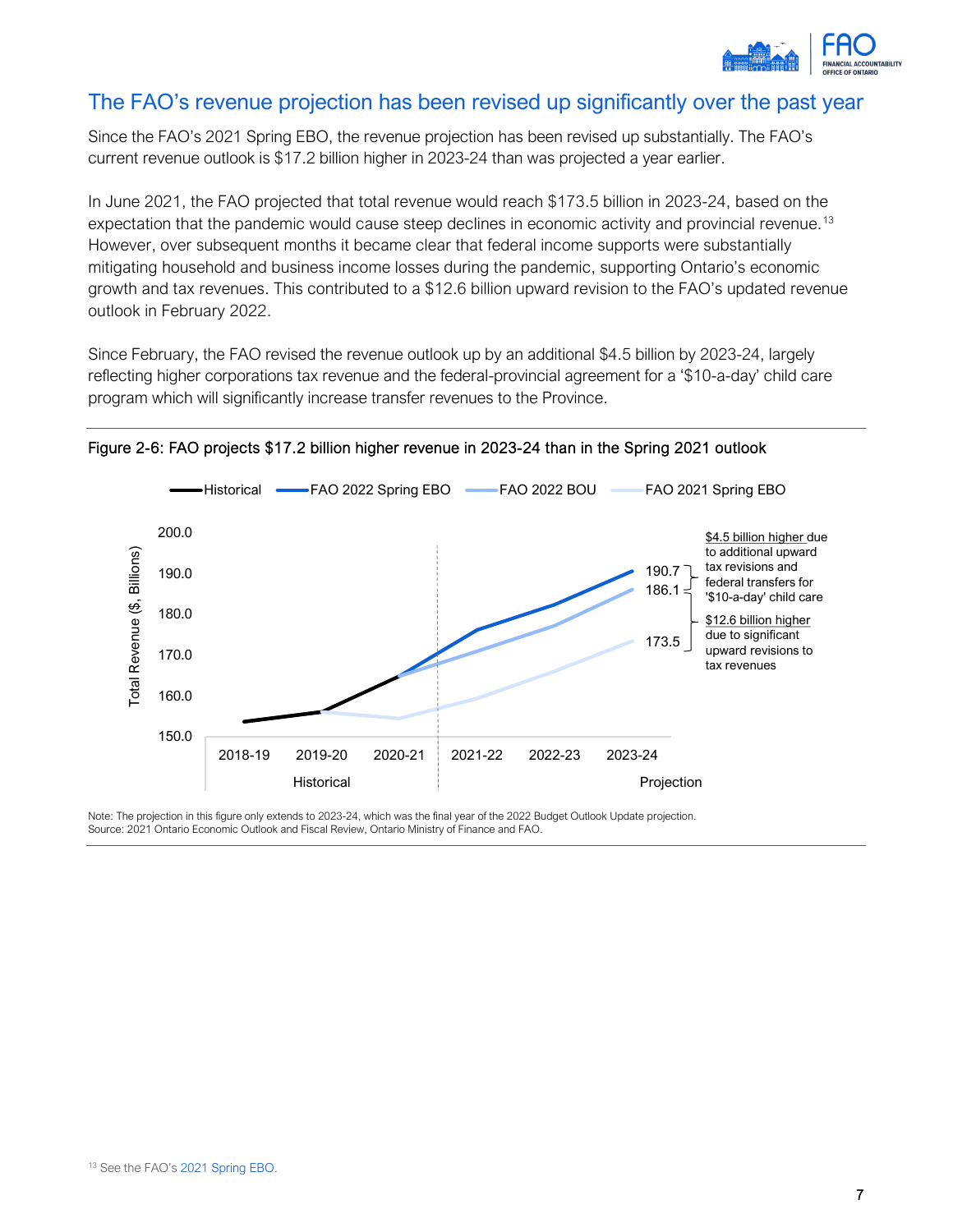## The FAO's revenue projection has been revised up significantly over the past year

Since the FAO's 2021 Spring EBO, the revenue projection has been revised up substantially. The FAO's current revenue outlook is $17.2 billion higher in 2023-24 than was projected a year earlier.

In June 2021, the FAO projected that total revenue would reach $173.5 billion in 2023-24, based on the expectation that the pandemic would cause steep declines in economic activity and provincial revenue.[13] However, over subsequent months it became clear that federal income supports were substantially mitigating household and business income losses during the pandemic, supporting Ontario's economic growth and tax revenues. This contributed to a $12.6 billion upward revision to the FAO's updated revenue outlook in February 2022.

Since February, the FAO revised the revenue outlook up by an additional $4.5 billion by 2023-24, largely reflecting higher corporations tax revenue and the federal-provincial agreement for a '$10-a-day' child care program which will significantly increase transfer revenues to the Province.

Figure 2-6: FAO projects $17.2 billion higher revenue in 2023-24 than in the Spring 2021 outlook

Historical | FAO 2022 Spring EBO | FAO 2022 BOU | FAO 2021 Spring EBO

Total Revenue ($, Billions)

2018-19 | 2019-20 | 2020-21 | 2021-22 | 2022-23 | 2023-24

Historical | Projection

190.7, 186.1, 173.5

$4.5 billion higher due to additional upward tax revisions and federal transfers for '$10-a-day' child care

$12.6 billion higher due to significant upward revisions to tax revenues

Note: The projection in this figure only extends to 2023-24, which was the final year of the 2022 Budget Outlook Update projection.
Source: 2021 Ontario Economic Outlook and Fiscal Review, Ontario Ministry of Finance and FAO.

[13] See the FAO's 2021 Spring EBO.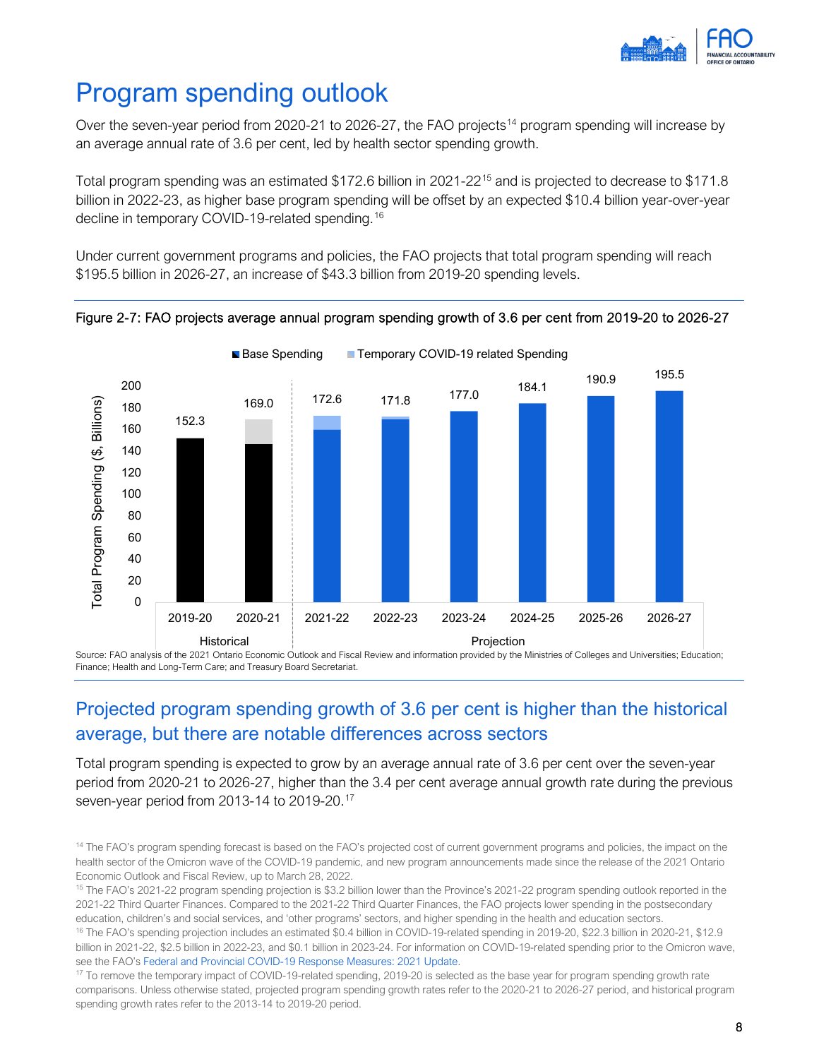# Program spending outlook

Over the seven-year period from 2020-21 to 2026-27, the FAO projects[14] program spending will increase by an average annual rate of 3.6 per cent, led by health sector spending growth.

Total program spending was an estimated $172.6 billion in 2021-22[15] and is projected to decrease to $171.8 billion in 2022-23, as higher base program spending will be offset by an expected $10.4 billion year-over-year decline in temporary COVID-19-related spending.[16]

Under current government programs and policies, the FAO projects that total program spending will reach $195.5 billion in 2026-27, an increase of $43.3 billion from 2019-20 spending levels.

Figure 2-7: FAO projects average annual program spending growth of 3.6 per cent from 2019-20 to 2026-27

| Year | Total Program Spending ($, Billions) | Period |
|---|---|---|
| 2019-20 | 152.3 | Historical |
| 2020-21 | 169.0 | Historical |
| 2021-22 | 172.6 | Projection |
| 2022-23 | 171.8 | Projection |
| 2023-24 | 177.0 | Projection |
| 2024-25 | 184.1 | Projection |
| 2025-26 | 190.9 | Projection |
| 2026-27 | 195.5 | Projection |

Legend: Base Spending; Temporary COVID-19 related Spending

Source: FAO analysis of the 2021 Ontario Economic Outlook and Fiscal Review and information provided by the Ministries of Colleges and Universities; Education; Finance; Health and Long-Term Care; and Treasury Board Secretariat.

## Projected program spending growth of 3.6 per cent is higher than the historical average, but there are notable differences across sectors

Total program spending is expected to grow by an average annual rate of 3.6 per cent over the seven-year period from 2020-21 to 2026-27, higher than the 3.4 per cent average annual growth rate during the previous seven-year period from 2013-14 to 2019-20.[17]

[14] The FAO's program spending forecast is based on the FAO's projected cost of current government programs and policies, the impact on the health sector of the Omicron wave of the COVID-19 pandemic, and new program announcements made since the release of the 2021 Ontario Economic Outlook and Fiscal Review, up to March 28, 2022.

[15] The FAO's 2021-22 program spending projection is $3.2 billion lower than the Province's 2021-22 program spending outlook reported in the 2021-22 Third Quarter Finances. Compared to the 2021-22 Third Quarter Finances, the FAO projects lower spending in the postsecondary education, children's and social services, and 'other programs' sectors, and higher spending in the health and education sectors.

[16] The FAO's spending projection includes an estimated $0.4 billion in COVID-19-related spending in 2019-20, $22.3 billion in 2020-21, $12.9 billion in 2021-22, $2.5 billion in 2022-23, and $0.1 billion in 2023-24. For information on COVID-19-related spending prior to the Omicron wave, see the FAO's Federal and Provincial COVID-19 Response Measures: 2021 Update.

[17] To remove the temporary impact of COVID-19-related spending, 2019-20 is selected as the base year for program spending growth rate comparisons. Unless otherwise stated, projected program spending growth rates refer to the 2020-21 to 2026-27 period, and historical program spending growth rates refer to the 2013-14 to 2019-20 period.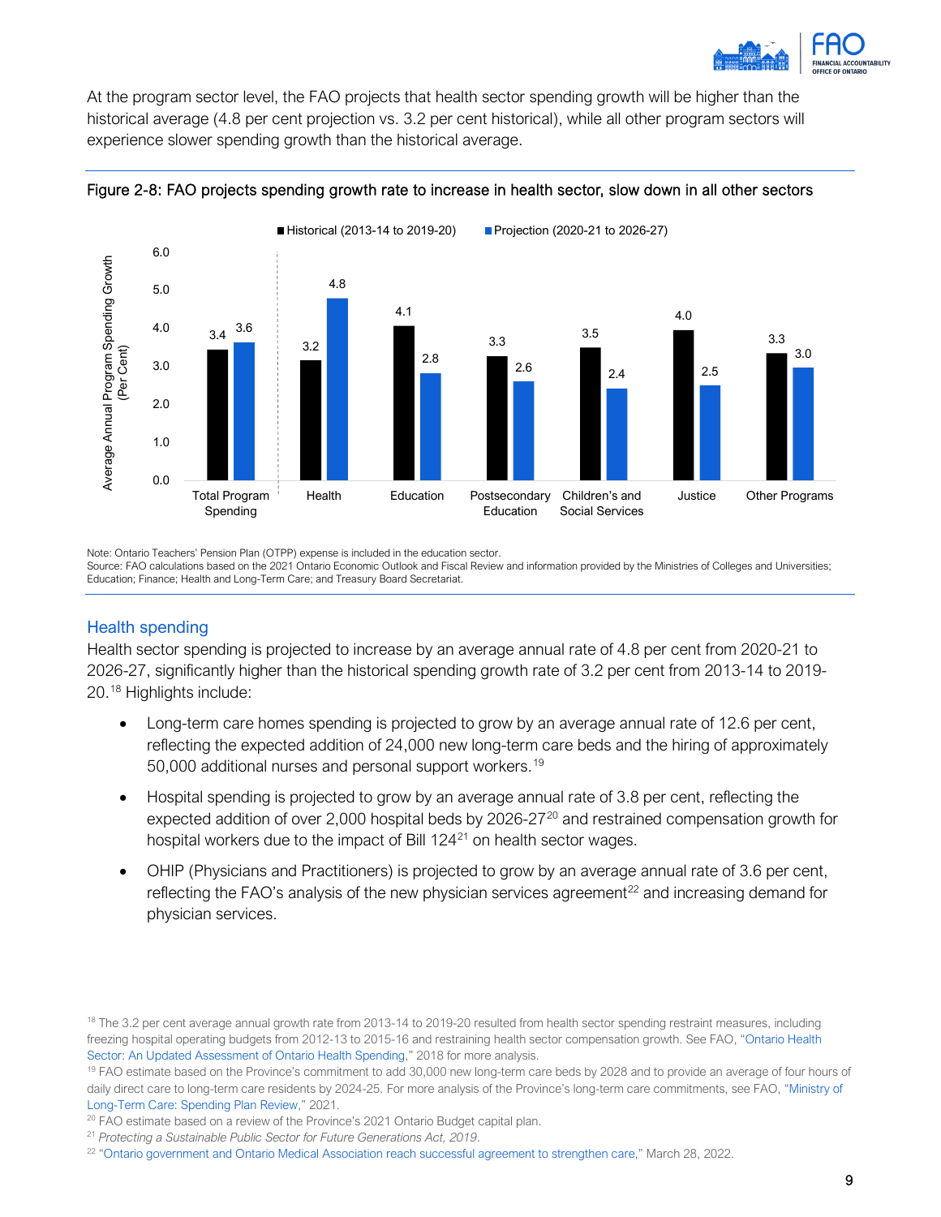At the program sector level, the FAO projects that health sector spending growth will be higher than the historical average (4.8 per cent projection vs. 3.2 per cent historical), while all other program sectors will experience slower spending growth than the historical average.

**Figure 2-8: FAO projects spending growth rate to increase in health sector, slow down in all other sectors**

| Average Annual Program Spending Growth (Per Cent) | Historical (2013-14 to 2019-20) | Projection (2020-21 to 2026-27) |
|---|---|---|
| Total Program Spending | 3.4 | 3.6 |
| Health | 3.2 | 4.8 |
| Education | 4.1 | 2.8 |
| Postsecondary Education | 3.3 | 2.6 |
| Children's and Social Services | 3.5 | 2.4 |
| Justice | 4.0 | 2.5 |
| Other Programs | 3.3 | 3.0 |

Note: Ontario Teachers' Pension Plan (OTPP) expense is included in the education sector.
Source: FAO calculations based on the 2021 Ontario Economic Outlook and Fiscal Review and information provided by the Ministries of Colleges and Universities; Education; Finance; Health and Long-Term Care; and Treasury Board Secretariat.

## Health spending

Health sector spending is projected to increase by an average annual rate of 4.8 per cent from 2020-21 to 2026-27, significantly higher than the historical spending growth rate of 3.2 per cent from 2013-14 to 2019-20.[18] Highlights include:

- Long-term care homes spending is projected to grow by an average annual rate of 12.6 per cent, reflecting the expected addition of 24,000 new long-term care beds and the hiring of approximately 50,000 additional nurses and personal support workers.[19]
- Hospital spending is projected to grow by an average annual rate of 3.8 per cent, reflecting the expected addition of over 2,000 hospital beds by 2026-27[20] and restrained compensation growth for hospital workers due to the impact of Bill 124[21] on health sector wages.
- OHIP (Physicians and Practitioners) is projected to grow by an average annual rate of 3.6 per cent, reflecting the FAO's analysis of the new physician services agreement[22] and increasing demand for physician services.

[18] The 3.2 per cent average annual growth rate from 2013-14 to 2019-20 resulted from health sector spending restraint measures, including freezing hospital operating budgets from 2012-13 to 2015-16 and restraining health sector compensation growth. See FAO, "Ontario Health Sector: An Updated Assessment of Ontario Health Spending," 2018 for more analysis.

[19] FAO estimate based on the Province's commitment to add 30,000 new long-term care beds by 2028 and to provide an average of four hours of daily direct care to long-term care residents by 2024-25. For more analysis of the Province's long-term care commitments, see FAO, "Ministry of Long-Term Care: Spending Plan Review," 2021.

[20] FAO estimate based on a review of the Province's 2021 Ontario Budget capital plan.

[21] *Protecting a Sustainable Public Sector for Future Generations Act, 2019*.

[22] "Ontario government and Ontario Medical Association reach successful agreement to strengthen care," March 28, 2022.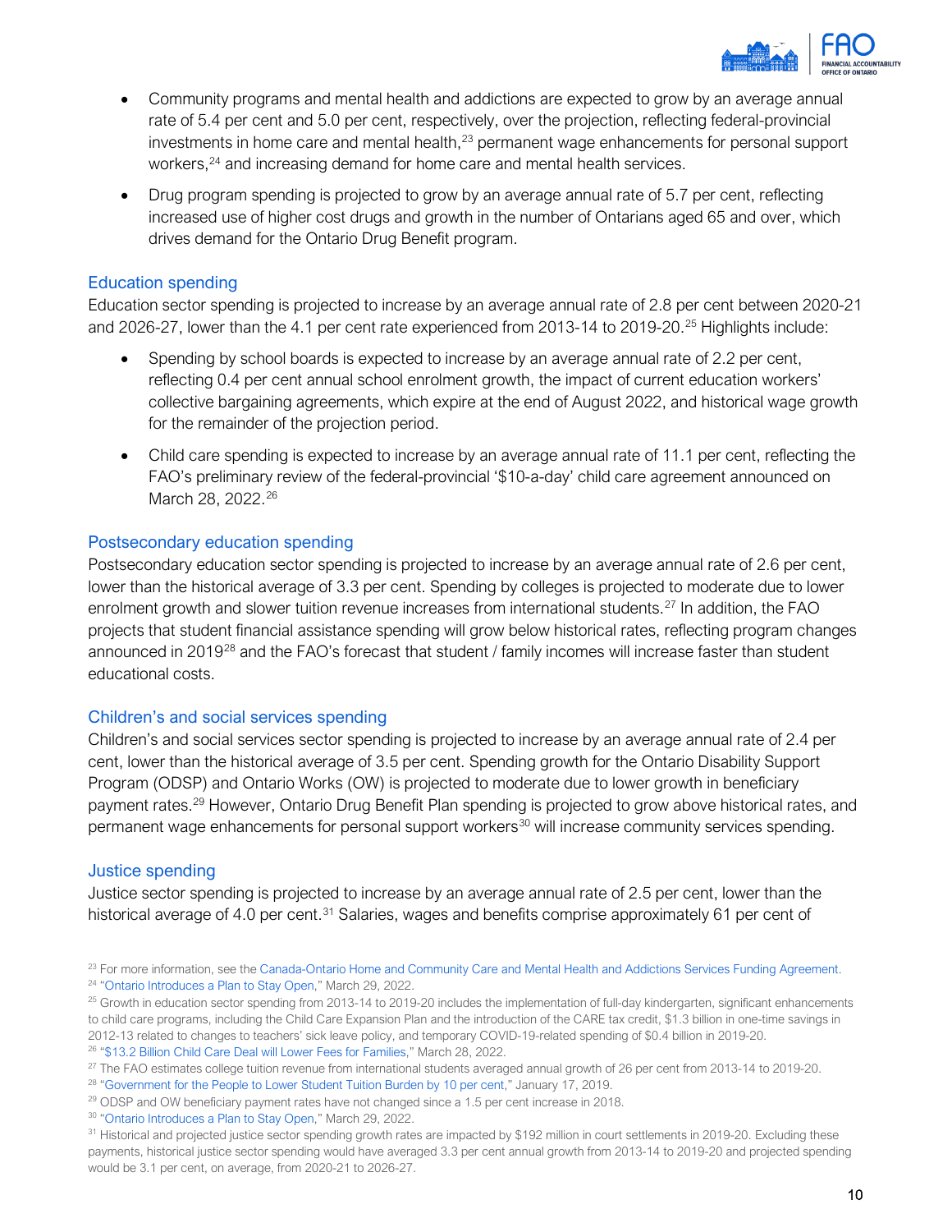- Community programs and mental health and addictions are expected to grow by an average annual rate of 5.4 per cent and 5.0 per cent, respectively, over the projection, reflecting federal-provincial investments in home care and mental health,[23] permanent wage enhancements for personal support workers,[24] and increasing demand for home care and mental health services.
- Drug program spending is projected to grow by an average annual rate of 5.7 per cent, reflecting increased use of higher cost drugs and growth in the number of Ontarians aged 65 and over, which drives demand for the Ontario Drug Benefit program.

### Education spending

Education sector spending is projected to increase by an average annual rate of 2.8 per cent between 2020-21 and 2026-27, lower than the 4.1 per cent rate experienced from 2013-14 to 2019-20.[25] Highlights include:

- Spending by school boards is expected to increase by an average annual rate of 2.2 per cent, reflecting 0.4 per cent annual school enrolment growth, the impact of current education workers' collective bargaining agreements, which expire at the end of August 2022, and historical wage growth for the remainder of the projection period.
- Child care spending is expected to increase by an average annual rate of 11.1 per cent, reflecting the FAO's preliminary review of the federal-provincial '$10-a-day' child care agreement announced on March 28, 2022.[26]

### Postsecondary education spending

Postsecondary education sector spending is projected to increase by an average annual rate of 2.6 per cent, lower than the historical average of 3.3 per cent. Spending by colleges is projected to moderate due to lower enrolment growth and slower tuition revenue increases from international students.[27] In addition, the FAO projects that student financial assistance spending will grow below historical rates, reflecting program changes announced in 2019[28] and the FAO's forecast that student / family incomes will increase faster than student educational costs.

### Children's and social services spending

Children's and social services sector spending is projected to increase by an average annual rate of 2.4 per cent, lower than the historical average of 3.5 per cent. Spending growth for the Ontario Disability Support Program (ODSP) and Ontario Works (OW) is projected to moderate due to lower growth in beneficiary payment rates.[29] However, Ontario Drug Benefit Plan spending is projected to grow above historical rates, and permanent wage enhancements for personal support workers[30] will increase community services spending.

### Justice spending

Justice sector spending is projected to increase by an average annual rate of 2.5 per cent, lower than the historical average of 4.0 per cent.[31] Salaries, wages and benefits comprise approximately 61 per cent of

---

[23] For more information, see the Canada-Ontario Home and Community Care and Mental Health and Addictions Services Funding Agreement.

[24] "Ontario Introduces a Plan to Stay Open," March 29, 2022.

[25] Growth in education sector spending from 2013-14 to 2019-20 includes the implementation of full-day kindergarten, significant enhancements to child care programs, including the Child Care Expansion Plan and the introduction of the CARE tax credit, $1.3 billion in one-time savings in 2012-13 related to changes to teachers' sick leave policy, and temporary COVID-19-related spending of $0.4 billion in 2019-20.

[26] "$13.2 Billion Child Care Deal will Lower Fees for Families," March 28, 2022.

[27] The FAO estimates college tuition revenue from international students averaged annual growth of 26 per cent from 2013-14 to 2019-20.

[28] "Government for the People to Lower Student Tuition Burden by 10 per cent," January 17, 2019.

[29] ODSP and OW beneficiary payment rates have not changed since a 1.5 per cent increase in 2018.

[30] "Ontario Introduces a Plan to Stay Open," March 29, 2022.

[31] Historical and projected justice sector spending growth rates are impacted by $192 million in court settlements in 2019-20. Excluding these payments, historical justice sector spending would have averaged 3.3 per cent annual growth from 2013-14 to 2019-20 and projected spending would be 3.1 per cent, on average, from 2020-21 to 2026-27.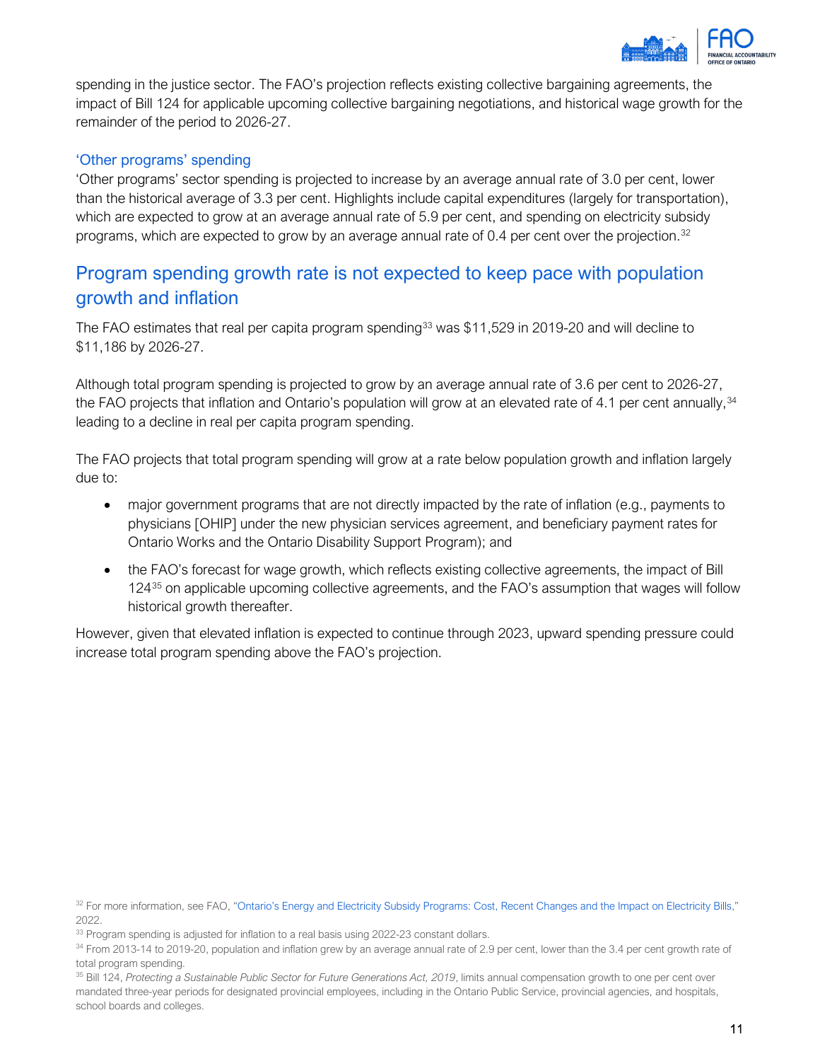spending in the justice sector. The FAO's projection reflects existing collective bargaining agreements, the impact of Bill 124 for applicable upcoming collective bargaining negotiations, and historical wage growth for the remainder of the period to 2026-27.

### 'Other programs' spending

'Other programs' sector spending is projected to increase by an average annual rate of 3.0 per cent, lower than the historical average of 3.3 per cent. Highlights include capital expenditures (largely for transportation), which are expected to grow at an average annual rate of 5.9 per cent, and spending on electricity subsidy programs, which are expected to grow by an average annual rate of 0.4 per cent over the projection.[32]

## Program spending growth rate is not expected to keep pace with population growth and inflation

The FAO estimates that real per capita program spending[33] was $11,529 in 2019-20 and will decline to $11,186 by 2026-27.

Although total program spending is projected to grow by an average annual rate of 3.6 per cent to 2026-27, the FAO projects that inflation and Ontario's population will grow at an elevated rate of 4.1 per cent annually,[34] leading to a decline in real per capita program spending.

The FAO projects that total program spending will grow at a rate below population growth and inflation largely due to:

- major government programs that are not directly impacted by the rate of inflation (e.g., payments to physicians [OHIP] under the new physician services agreement, and beneficiary payment rates for Ontario Works and the Ontario Disability Support Program); and
- the FAO's forecast for wage growth, which reflects existing collective agreements, the impact of Bill 124[35] on applicable upcoming collective agreements, and the FAO's assumption that wages will follow historical growth thereafter.

However, given that elevated inflation is expected to continue through 2023, upward spending pressure could increase total program spending above the FAO's projection.

---

[32] For more information, see FAO, "Ontario's Energy and Electricity Subsidy Programs: Cost, Recent Changes and the Impact on Electricity Bills," 2022.

[33] Program spending is adjusted for inflation to a real basis using 2022-23 constant dollars.

[34] From 2013-14 to 2019-20, population and inflation grew by an average annual rate of 2.9 per cent, lower than the 3.4 per cent growth rate of total program spending.

[35] Bill 124, *Protecting a Sustainable Public Sector for Future Generations Act, 2019*, limits annual compensation growth to one per cent over mandated three-year periods for designated provincial employees, including in the Ontario Public Service, provincial agencies, and hospitals, school boards and colleges.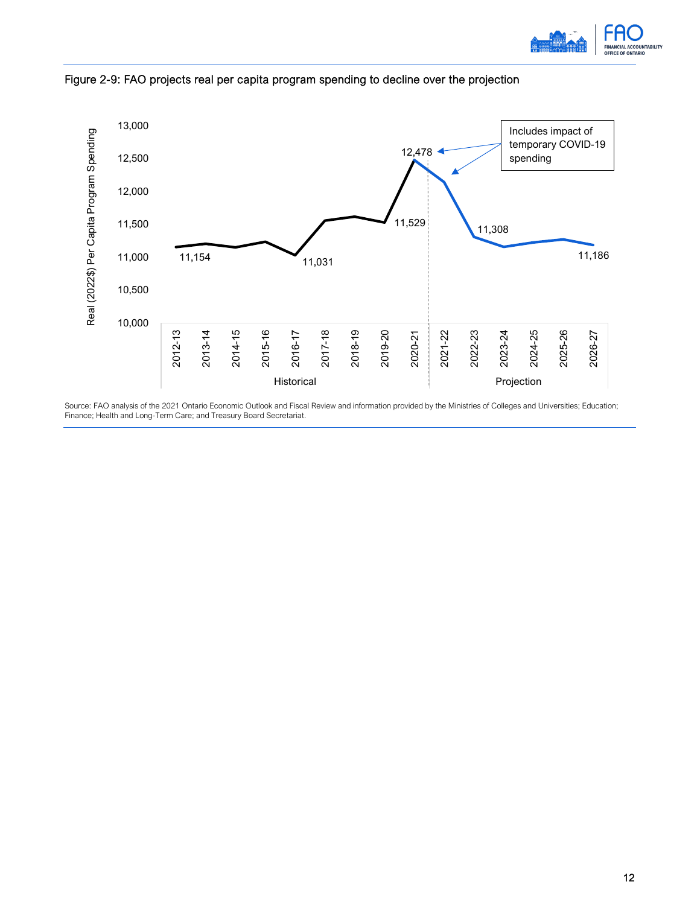Figure 2-9: FAO projects real per capita program spending to decline over the projection

Source: FAO analysis of the 2021 Ontario Economic Outlook and Fiscal Review and information provided by the Ministries of Colleges and Universities; Education; Finance; Health and Long-Term Care; and Treasury Board Secretariat.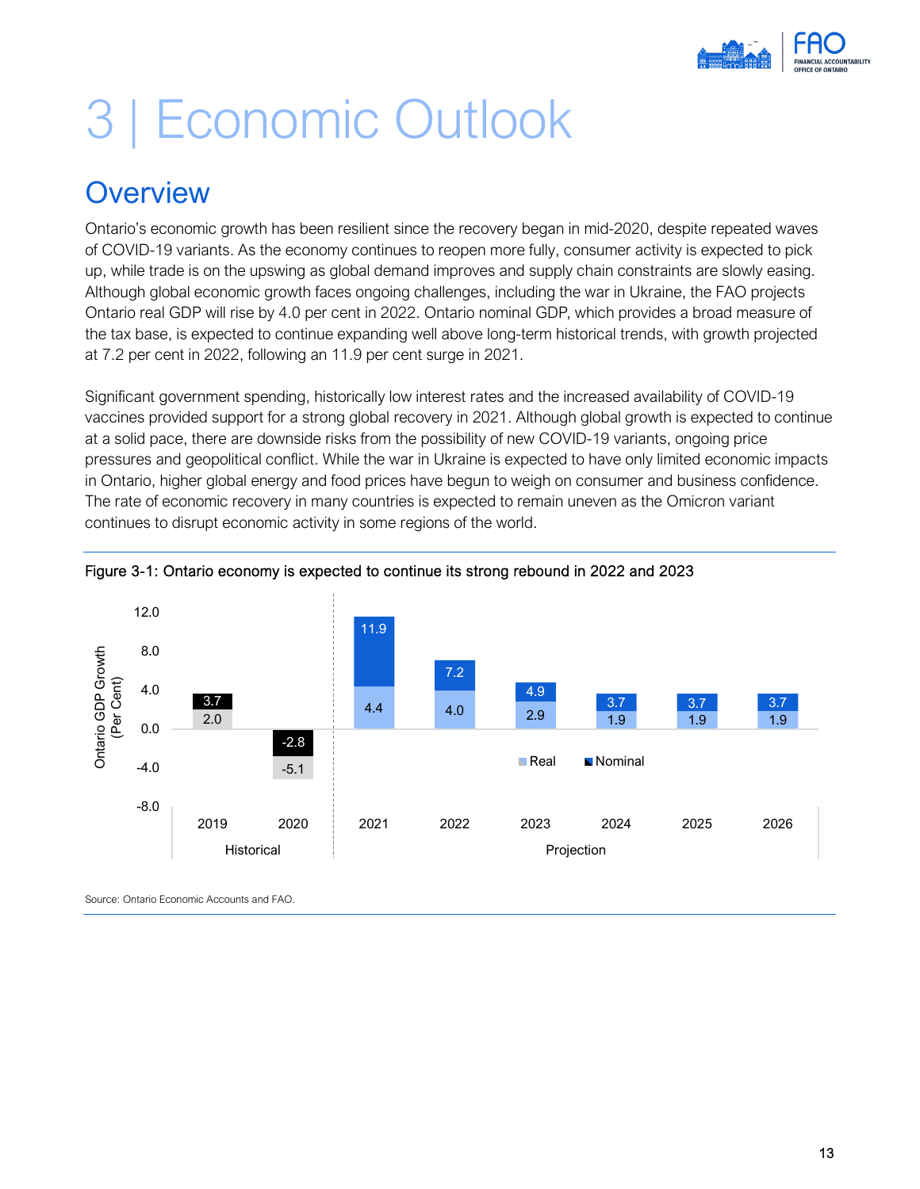# 3 | Economic Outlook

## Overview

Ontario's economic growth has been resilient since the recovery began in mid-2020, despite repeated waves of COVID-19 variants. As the economy continues to reopen more fully, consumer activity is expected to pick up, while trade is on the upswing as global demand improves and supply chain constraints are slowly easing. Although global economic growth faces ongoing challenges, including the war in Ukraine, the FAO projects Ontario real GDP will rise by 4.0 per cent in 2022. Ontario nominal GDP, which provides a broad measure of the tax base, is expected to continue expanding well above long-term historical trends, with growth projected at 7.2 per cent in 2022, following an 11.9 per cent surge in 2021.

Significant government spending, historically low interest rates and the increased availability of COVID-19 vaccines provided support for a strong global recovery in 2021. Although global growth is expected to continue at a solid pace, there are downside risks from the possibility of new COVID-19 variants, ongoing price pressures and geopolitical conflict. While the war in Ukraine is expected to have only limited economic impacts in Ontario, higher global energy and food prices have begun to weigh on consumer and business confidence. The rate of economic recovery in many countries is expected to remain uneven as the Omicron variant continues to disrupt economic activity in some regions of the world.

Figure 3-1: Ontario economy is expected to continue its strong rebound in 2022 and 2023

Ontario GDP Growth (Per Cent)

| | 2019 | 2020 | 2021 | 2022 | 2023 | 2024 | 2025 | 2026 |
|---|---|---|---|---|---|---|---|---|
| | Historical | | Projection | | | | | |
| Real | 2.0 | -5.1 | 4.4 | 4.0 | 2.9 | 1.9 | 1.9 | 1.9 |
| Nominal | 3.7 | -2.8 | 11.9 | 7.2 | 4.9 | 3.7 | 3.7 | 3.7 |

Source: Ontario Economic Accounts and FAO.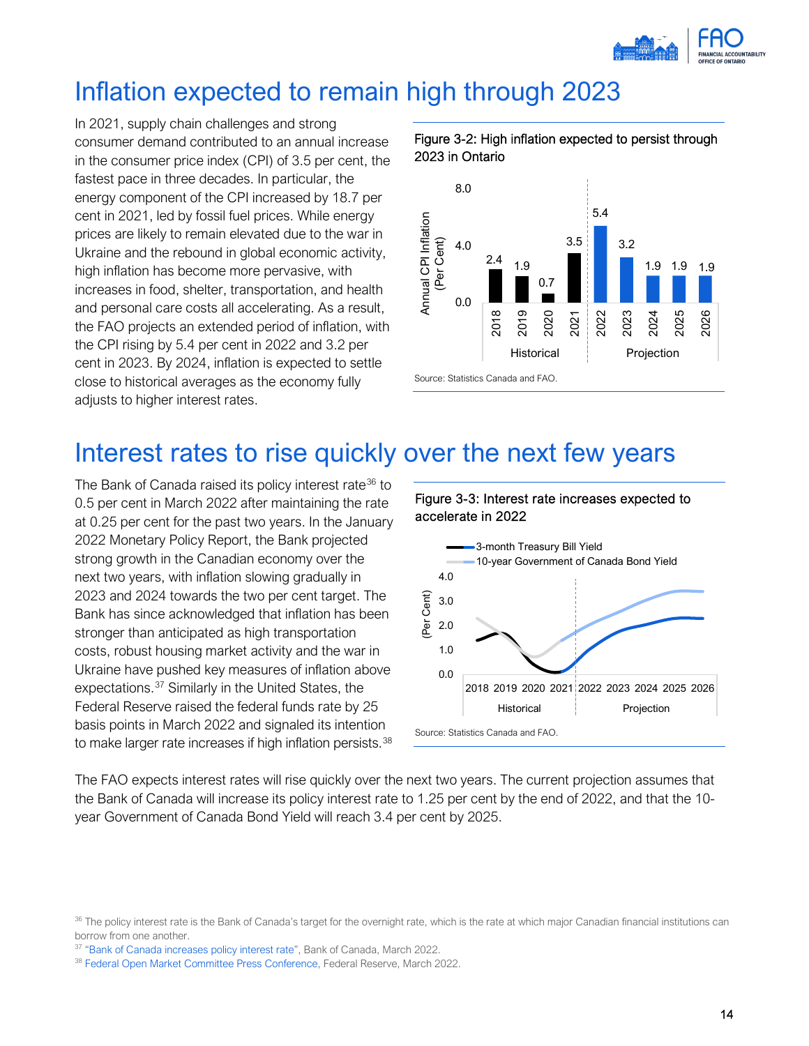# Inflation expected to remain high through 2023

In 2021, supply chain challenges and strong consumer demand contributed to an annual increase in the consumer price index (CPI) of 3.5 per cent, the fastest pace in three decades. In particular, the energy component of the CPI increased by 18.7 per cent in 2021, led by fossil fuel prices. While energy prices are likely to remain elevated due to the war in Ukraine and the rebound in global economic activity, high inflation has become more pervasive, with increases in food, shelter, transportation, and health and personal care costs all accelerating. As a result, the FAO projects an extended period of inflation, with the CPI rising by 5.4 per cent in 2022 and 3.2 per cent in 2023. By 2024, inflation is expected to settle close to historical averages as the economy fully adjusts to higher interest rates.

Figure 3-2: High inflation expected to persist through 2023 in Ontario

| Year | Annual CPI Inflation (Per Cent) | |
|---|---|---|
| 2018 | 2.4 | Historical |
| 2019 | 1.9 | Historical |
| 2020 | 0.7 | Historical |
| 2021 | 3.5 | Historical |
| 2022 | 5.4 | Projection |
| 2023 | 3.2 | Projection |
| 2024 | 1.9 | Projection |
| 2025 | 1.9 | Projection |
| 2026 | 1.9 | Projection |

Source: Statistics Canada and FAO.

# Interest rates to rise quickly over the next few years

The Bank of Canada raised its policy interest rate[36] to 0.5 per cent in March 2022 after maintaining the rate at 0.25 per cent for the past two years. In the January 2022 Monetary Policy Report, the Bank projected strong growth in the Canadian economy over the next two years, with inflation slowing gradually in 2023 and 2024 towards the two per cent target. The Bank has since acknowledged that inflation has been stronger than anticipated as high transportation costs, robust housing market activity and the war in Ukraine have pushed key measures of inflation above expectations.[37] Similarly in the United States, the Federal Reserve raised the federal funds rate by 25 basis points in March 2022 and signaled its intention to make larger rate increases if high inflation persists.[38]

Figure 3-3: Interest rate increases expected to accelerate in 2022

Legend: 3-month Treasury Bill Yield; 10-year Government of Canada Bond Yield. Y-axis: (Per Cent), 0.0–4.0. X-axis: 2018–2021 Historical; 2022–2026 Projection.

Source: Statistics Canada and FAO.

The FAO expects interest rates will rise quickly over the next two years. The current projection assumes that the Bank of Canada will increase its policy interest rate to 1.25 per cent by the end of 2022, and that the 10-year Government of Canada Bond Yield will reach 3.4 per cent by 2025.

[36] The policy interest rate is the Bank of Canada's target for the overnight rate, which is the rate at which major Canadian financial institutions can borrow from one another.

[37] "Bank of Canada increases policy interest rate", Bank of Canada, March 2022.

[38] Federal Open Market Committee Press Conference, Federal Reserve, March 2022.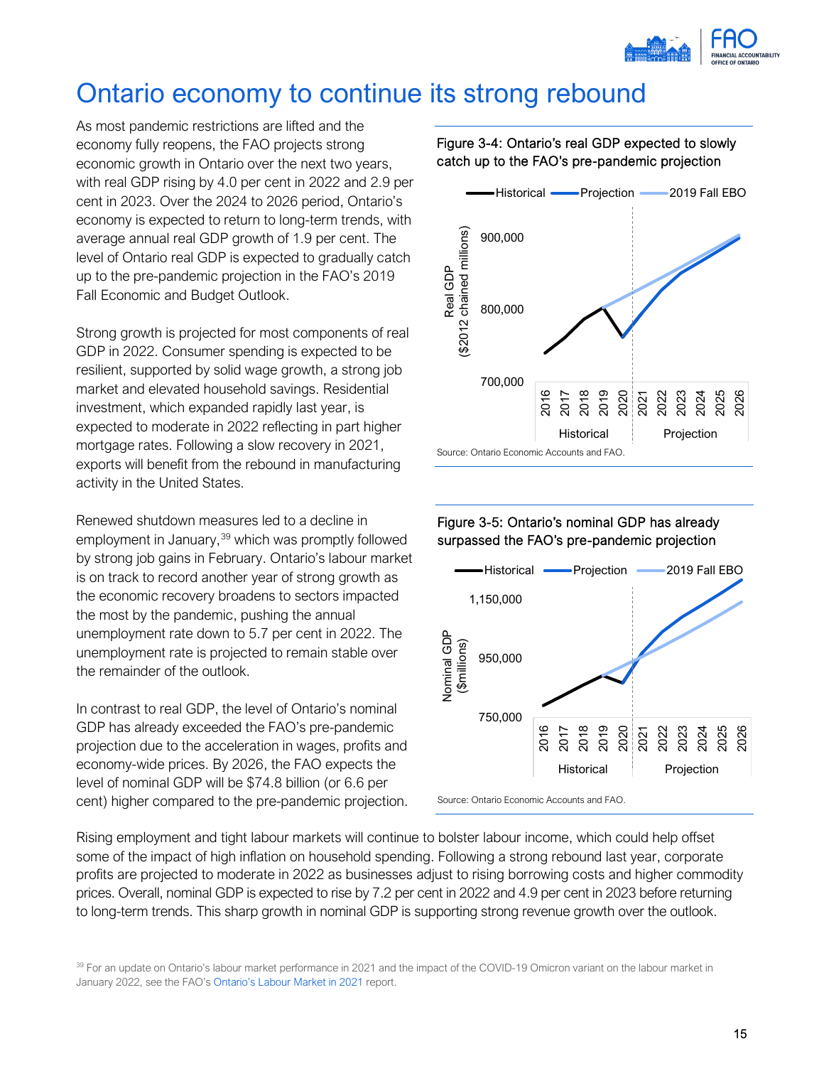# Ontario economy to continue its strong rebound

As most pandemic restrictions are lifted and the economy fully reopens, the FAO projects strong economic growth in Ontario over the next two years, with real GDP rising by 4.0 per cent in 2022 and 2.9 per cent in 2023. Over the 2024 to 2026 period, Ontario's economy is expected to return to long-term trends, with average annual real GDP growth of 1.9 per cent. The level of Ontario real GDP is expected to gradually catch up to the pre-pandemic projection in the FAO's 2019 Fall Economic and Budget Outlook.

Strong growth is projected for most components of real GDP in 2022. Consumer spending is expected to be resilient, supported by solid wage growth, a strong job market and elevated household savings. Residential investment, which expanded rapidly last year, is expected to moderate in 2022 reflecting in part higher mortgage rates. Following a slow recovery in 2021, exports will benefit from the rebound in manufacturing activity in the United States.

Renewed shutdown measures led to a decline in employment in January,[39] which was promptly followed by strong job gains in February. Ontario's labour market is on track to record another year of strong growth as the economic recovery broadens to sectors impacted the most by the pandemic, pushing the annual unemployment rate down to 5.7 per cent in 2022. The unemployment rate is projected to remain stable over the remainder of the outlook.

In contrast to real GDP, the level of Ontario's nominal GDP has already exceeded the FAO's pre-pandemic projection due to the acceleration in wages, profits and economy-wide prices. By 2026, the FAO expects the level of nominal GDP will be $74.8 billion (or 6.6 per cent) higher compared to the pre-pandemic projection.

**Figure 3-4: Ontario's real GDP expected to slowly catch up to the FAO's pre-pandemic projection**

Source: Ontario Economic Accounts and FAO.

**Figure 3-5: Ontario's nominal GDP has already surpassed the FAO's pre-pandemic projection**

Source: Ontario Economic Accounts and FAO.

Rising employment and tight labour markets will continue to bolster labour income, which could help offset some of the impact of high inflation on household spending. Following a strong rebound last year, corporate profits are projected to moderate in 2022 as businesses adjust to rising borrowing costs and higher commodity prices. Overall, nominal GDP is expected to rise by 7.2 per cent in 2022 and 4.9 per cent in 2023 before returning to long-term trends. This sharp growth in nominal GDP is supporting strong revenue growth over the outlook.

[39] For an update on Ontario's labour market performance in 2021 and the impact of the COVID-19 Omicron variant on the labour market in January 2022, see the FAO's Ontario's Labour Market in 2021 report.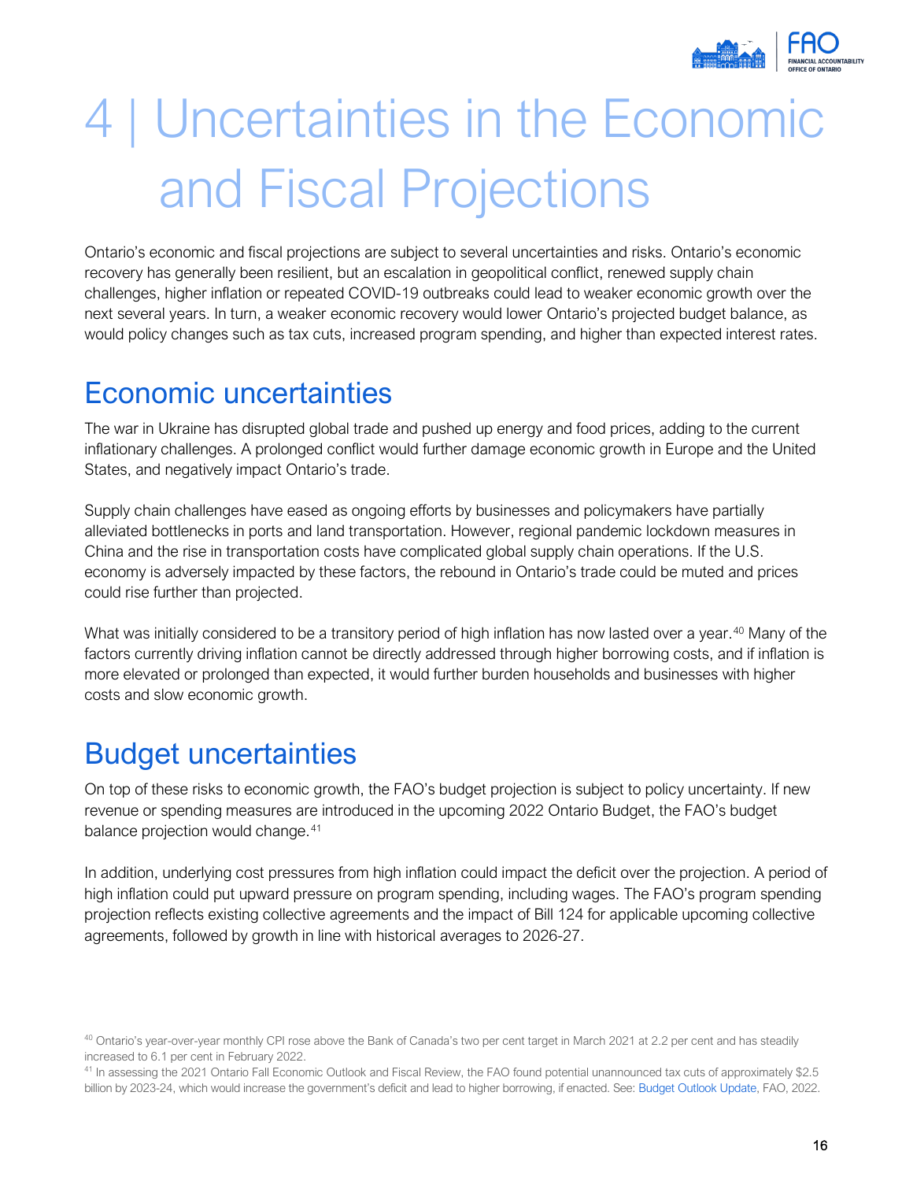# 4 | Uncertainties in the Economic and Fiscal Projections

Ontario's economic and fiscal projections are subject to several uncertainties and risks. Ontario's economic recovery has generally been resilient, but an escalation in geopolitical conflict, renewed supply chain challenges, higher inflation or repeated COVID-19 outbreaks could lead to weaker economic growth over the next several years. In turn, a weaker economic recovery would lower Ontario's projected budget balance, as would policy changes such as tax cuts, increased program spending, and higher than expected interest rates.

## Economic uncertainties

The war in Ukraine has disrupted global trade and pushed up energy and food prices, adding to the current inflationary challenges. A prolonged conflict would further damage economic growth in Europe and the United States, and negatively impact Ontario's trade.

Supply chain challenges have eased as ongoing efforts by businesses and policymakers have partially alleviated bottlenecks in ports and land transportation. However, regional pandemic lockdown measures in China and the rise in transportation costs have complicated global supply chain operations. If the U.S. economy is adversely impacted by these factors, the rebound in Ontario's trade could be muted and prices could rise further than projected.

What was initially considered to be a transitory period of high inflation has now lasted over a year.[40] Many of the factors currently driving inflation cannot be directly addressed through higher borrowing costs, and if inflation is more elevated or prolonged than expected, it would further burden households and businesses with higher costs and slow economic growth.

## Budget uncertainties

On top of these risks to economic growth, the FAO's budget projection is subject to policy uncertainty. If new revenue or spending measures are introduced in the upcoming 2022 Ontario Budget, the FAO's budget balance projection would change.[41]

In addition, underlying cost pressures from high inflation could impact the deficit over the projection. A period of high inflation could put upward pressure on program spending, including wages. The FAO's program spending projection reflects existing collective agreements and the impact of Bill 124 for applicable upcoming collective agreements, followed by growth in line with historical averages to 2026-27.

[40] Ontario's year-over-year monthly CPI rose above the Bank of Canada's two per cent target in March 2021 at 2.2 per cent and has steadily increased to 6.1 per cent in February 2022.

[41] In assessing the 2021 Ontario Fall Economic Outlook and Fiscal Review, the FAO found potential unannounced tax cuts of approximately $2.5 billion by 2023-24, which would increase the government's deficit and lead to higher borrowing, if enacted. See: Budget Outlook Update, FAO, 2022.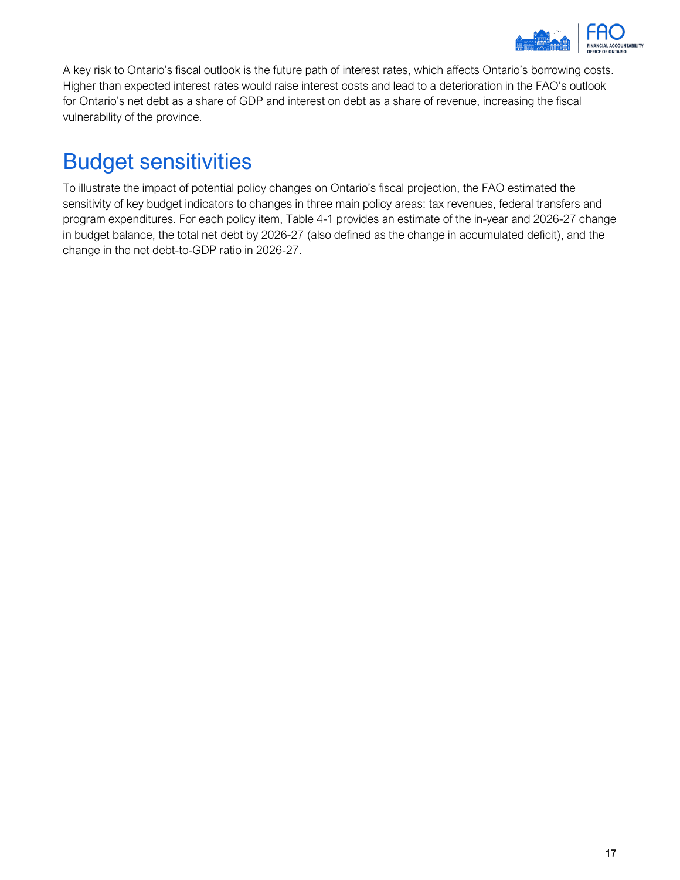A key risk to Ontario's fiscal outlook is the future path of interest rates, which affects Ontario's borrowing costs. Higher than expected interest rates would raise interest costs and lead to a deterioration in the FAO's outlook for Ontario's net debt as a share of GDP and interest on debt as a share of revenue, increasing the fiscal vulnerability of the province.

## Budget sensitivities

To illustrate the impact of potential policy changes on Ontario's fiscal projection, the FAO estimated the sensitivity of key budget indicators to changes in three main policy areas: tax revenues, federal transfers and program expenditures. For each policy item, Table 4-1 provides an estimate of the in-year and 2026-27 change in budget balance, the total net debt by 2026-27 (also defined as the change in accumulated deficit), and the change in the net debt-to-GDP ratio in 2026-27.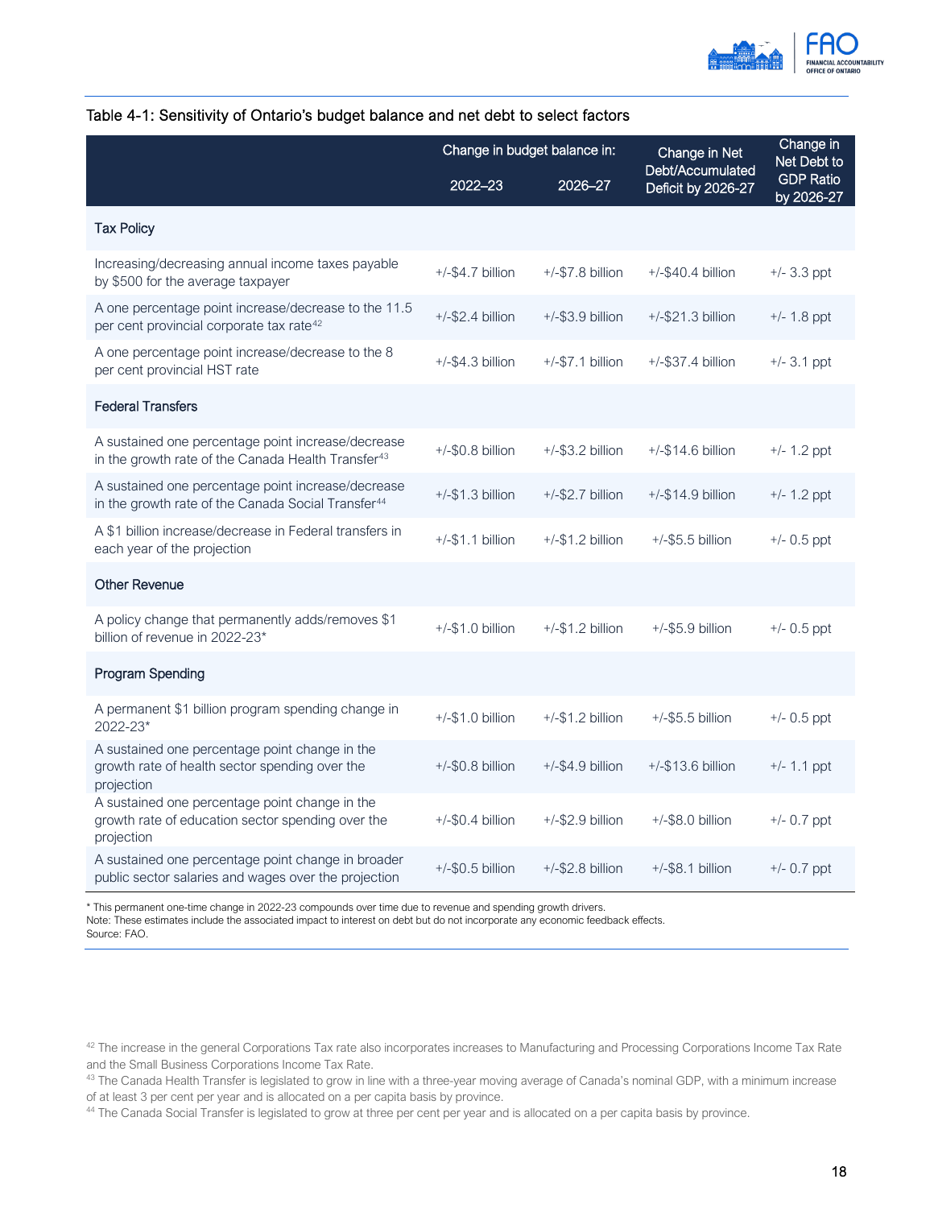Table 4-1: Sensitivity of Ontario's budget balance and net debt to select factors

| | Change in budget balance in: | | Change in Net Debt/Accumulated Deficit by 2026-27 | Change in Net Debt to GDP Ratio by 2026-27 |
|---|---|---|---|---|
| | 2022–23 | 2026–27 | | |
| **Tax Policy** | | | | |
| Increasing/decreasing annual income taxes payable by $500 for the average taxpayer | +/-$4.7 billion | +/-$7.8 billion | +/-$40.4 billion | +/- 3.3 ppt |
| A one percentage point increase/decrease to the 11.5 per cent provincial corporate tax rate[42] | +/-$2.4 billion | +/-$3.9 billion | +/-$21.3 billion | +/- 1.8 ppt |
| A one percentage point increase/decrease to the 8 per cent provincial HST rate | +/-$4.3 billion | +/-$7.1 billion | +/-$37.4 billion | +/- 3.1 ppt |
| **Federal Transfers** | | | | |
| A sustained one percentage point increase/decrease in the growth rate of the Canada Health Transfer[43] | +/-$0.8 billion | +/-$3.2 billion | +/-$14.6 billion | +/- 1.2 ppt |
| A sustained one percentage point increase/decrease in the growth rate of the Canada Social Transfer[44] | +/-$1.3 billion | +/-$2.7 billion | +/-$14.9 billion | +/- 1.2 ppt |
| A $1 billion increase/decrease in Federal transfers in each year of the projection | +/-$1.1 billion | +/-$1.2 billion | +/-$5.5 billion | +/- 0.5 ppt |
| **Other Revenue** | | | | |
| A policy change that permanently adds/removes $1 billion of revenue in 2022-23* | +/-$1.0 billion | +/-$1.2 billion | +/-$5.9 billion | +/- 0.5 ppt |
| **Program Spending** | | | | |
| A permanent $1 billion program spending change in 2022-23* | +/-$1.0 billion | +/-$1.2 billion | +/-$5.5 billion | +/- 0.5 ppt |
| A sustained one percentage point change in the growth rate of health sector spending over the projection | +/-$0.8 billion | +/-$4.9 billion | +/-$13.6 billion | +/- 1.1 ppt |
| A sustained one percentage point change in the growth rate of education sector spending over the projection | +/-$0.4 billion | +/-$2.9 billion | +/-$8.0 billion | +/- 0.7 ppt |
| A sustained one percentage point change in broader public sector salaries and wages over the projection | +/-$0.5 billion | +/-$2.8 billion | +/-$8.1 billion | +/- 0.7 ppt |

* This permanent one-time change in 2022-23 compounds over time due to revenue and spending growth drivers.
Note: These estimates include the associated impact to interest on debt but do not incorporate any economic feedback effects.
Source: FAO.

[42] The increase in the general Corporations Tax rate also incorporates increases to Manufacturing and Processing Corporations Income Tax Rate and the Small Business Corporations Income Tax Rate.

[43] The Canada Health Transfer is legislated to grow in line with a three-year moving average of Canada's nominal GDP, with a minimum increase of at least 3 per cent per year and is allocated on a per capita basis by province.

[44] The Canada Social Transfer is legislated to grow at three per cent per year and is allocated on a per capita basis by province.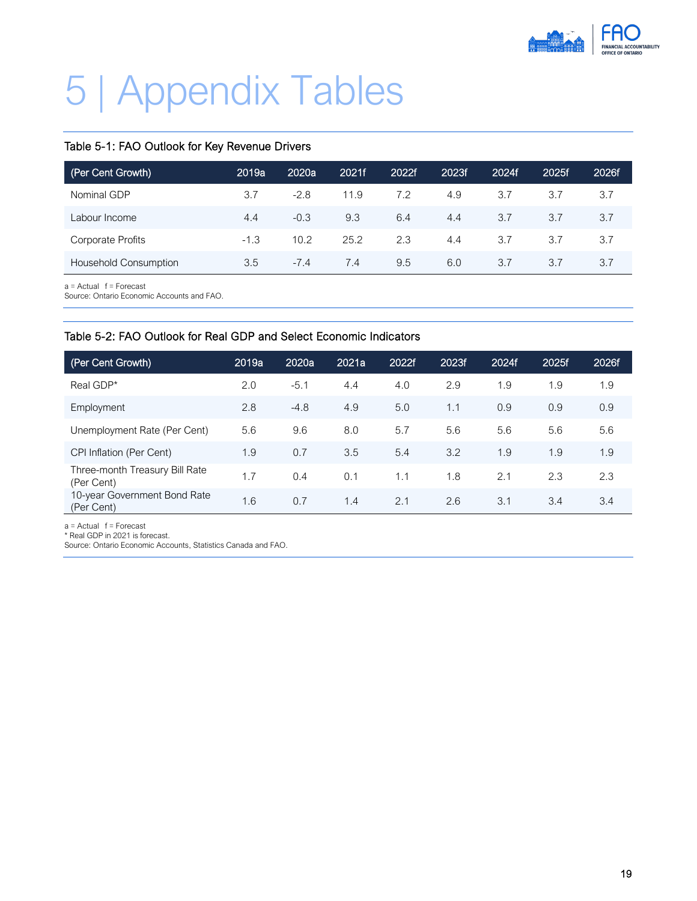# 5 | Appendix Tables

### Table 5-1: FAO Outlook for Key Revenue Drivers

| (Per Cent Growth) | 2019a | 2020a | 2021f | 2022f | 2023f | 2024f | 2025f | 2026f |
|---|---|---|---|---|---|---|---|---|
| Nominal GDP | 3.7 | -2.8 | 11.9 | 7.2 | 4.9 | 3.7 | 3.7 | 3.7 |
| Labour Income | 4.4 | -0.3 | 9.3 | 6.4 | 4.4 | 3.7 | 3.7 | 3.7 |
| Corporate Profits | -1.3 | 10.2 | 25.2 | 2.3 | 4.4 | 3.7 | 3.7 | 3.7 |
| Household Consumption | 3.5 | -7.4 | 7.4 | 9.5 | 6.0 | 3.7 | 3.7 | 3.7 |

a = Actual f = Forecast
Source: Ontario Economic Accounts and FAO.

### Table 5-2: FAO Outlook for Real GDP and Select Economic Indicators

| (Per Cent Growth) | 2019a | 2020a | 2021a | 2022f | 2023f | 2024f | 2025f | 2026f |
|---|---|---|---|---|---|---|---|---|
| Real GDP* | 2.0 | -5.1 | 4.4 | 4.0 | 2.9 | 1.9 | 1.9 | 1.9 |
| Employment | 2.8 | -4.8 | 4.9 | 5.0 | 1.1 | 0.9 | 0.9 | 0.9 |
| Unemployment Rate (Per Cent) | 5.6 | 9.6 | 8.0 | 5.7 | 5.6 | 5.6 | 5.6 | 5.6 |
| CPI Inflation (Per Cent) | 1.9 | 0.7 | 3.5 | 5.4 | 3.2 | 1.9 | 1.9 | 1.9 |
| Three-month Treasury Bill Rate (Per Cent) | 1.7 | 0.4 | 0.1 | 1.1 | 1.8 | 2.1 | 2.3 | 2.3 |
| 10-year Government Bond Rate (Per Cent) | 1.6 | 0.7 | 1.4 | 2.1 | 2.6 | 3.1 | 3.4 | 3.4 |

a = Actual f = Forecast
* Real GDP in 2021 is forecast.
Source: Ontario Economic Accounts, Statistics Canada and FAO.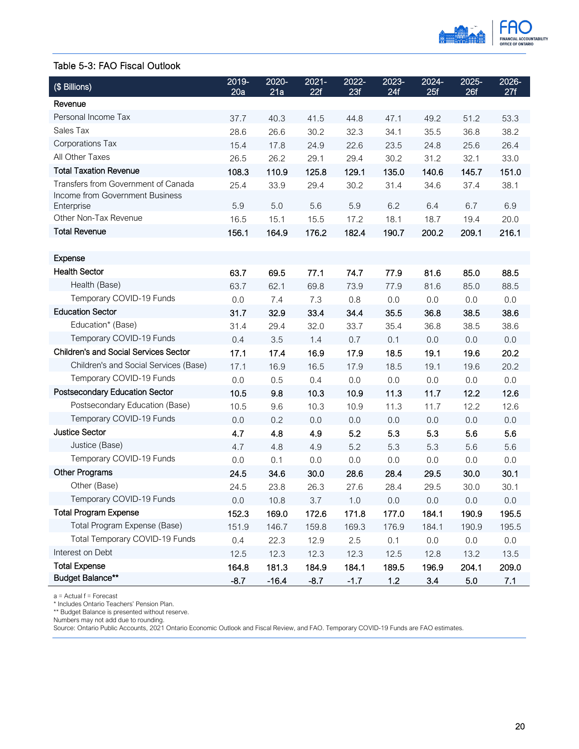Table 5-3: FAO Fiscal Outlook

| ($ Billions) | 2019-20a | 2020-21a | 2021-22f | 2022-23f | 2023-24f | 2024-25f | 2025-26f | 2026-27f |
|---|---|---|---|---|---|---|---|---|
| **Revenue** | | | | | | | | |
| Personal Income Tax | 37.7 | 40.3 | 41.5 | 44.8 | 47.1 | 49.2 | 51.2 | 53.3 |
| Sales Tax | 28.6 | 26.6 | 30.2 | 32.3 | 34.1 | 35.5 | 36.8 | 38.2 |
| Corporations Tax | 15.4 | 17.8 | 24.9 | 22.6 | 23.5 | 24.8 | 25.6 | 26.4 |
| All Other Taxes | 26.5 | 26.2 | 29.1 | 29.4 | 30.2 | 31.2 | 32.1 | 33.0 |
| **Total Taxation Revenue** | **108.3** | **110.9** | **125.8** | **129.1** | **135.0** | **140.6** | **145.7** | **151.0** |
| Transfers from Government of Canada | 25.4 | 33.9 | 29.4 | 30.2 | 31.4 | 34.6 | 37.4 | 38.1 |
| Income from Government Business Enterprise | 5.9 | 5.0 | 5.6 | 5.9 | 6.2 | 6.4 | 6.7 | 6.9 |
| Other Non-Tax Revenue | 16.5 | 15.1 | 15.5 | 17.2 | 18.1 | 18.7 | 19.4 | 20.0 |
| **Total Revenue** | **156.1** | **164.9** | **176.2** | **182.4** | **190.7** | **200.2** | **209.1** | **216.1** |
| | | | | | | | | |
| **Expense** | | | | | | | | |
| **Health Sector** | **63.7** | **69.5** | **77.1** | **74.7** | **77.9** | **81.6** | **85.0** | **88.5** |
| Health (Base) | 63.7 | 62.1 | 69.8 | 73.9 | 77.9 | 81.6 | 85.0 | 88.5 |
| Temporary COVID-19 Funds | 0.0 | 7.4 | 7.3 | 0.8 | 0.0 | 0.0 | 0.0 | 0.0 |
| **Education Sector** | **31.7** | **32.9** | **33.4** | **34.4** | **35.5** | **36.8** | **38.5** | **38.6** |
| Education* (Base) | 31.4 | 29.4 | 32.0 | 33.7 | 35.4 | 36.8 | 38.5 | 38.6 |
| Temporary COVID-19 Funds | 0.4 | 3.5 | 1.4 | 0.7 | 0.1 | 0.0 | 0.0 | 0.0 |
| **Children's and Social Services Sector** | **17.1** | **17.4** | **16.9** | **17.9** | **18.5** | **19.1** | **19.6** | **20.2** |
| Children's and Social Services (Base) | 17.1 | 16.9 | 16.5 | 17.9 | 18.5 | 19.1 | 19.6 | 20.2 |
| Temporary COVID-19 Funds | 0.0 | 0.5 | 0.4 | 0.0 | 0.0 | 0.0 | 0.0 | 0.0 |
| **Postsecondary Education Sector** | **10.5** | **9.8** | **10.3** | **10.9** | **11.3** | **11.7** | **12.2** | **12.6** |
| Postsecondary Education (Base) | 10.5 | 9.6 | 10.3 | 10.9 | 11.3 | 11.7 | 12.2 | 12.6 |
| Temporary COVID-19 Funds | 0.0 | 0.2 | 0.0 | 0.0 | 0.0 | 0.0 | 0.0 | 0.0 |
| **Justice Sector** | **4.7** | **4.8** | **4.9** | **5.2** | **5.3** | **5.3** | **5.6** | **5.6** |
| Justice (Base) | 4.7 | 4.8 | 4.9 | 5.2 | 5.3 | 5.3 | 5.6 | 5.6 |
| Temporary COVID-19 Funds | 0.0 | 0.1 | 0.0 | 0.0 | 0.0 | 0.0 | 0.0 | 0.0 |
| **Other Programs** | **24.5** | **34.6** | **30.0** | **28.6** | **28.4** | **29.5** | **30.0** | **30.1** |
| Other (Base) | 24.5 | 23.8 | 26.3 | 27.6 | 28.4 | 29.5 | 30.0 | 30.1 |
| Temporary COVID-19 Funds | 0.0 | 10.8 | 3.7 | 1.0 | 0.0 | 0.0 | 0.0 | 0.0 |
| **Total Program Expense** | **152.3** | **169.0** | **172.6** | **171.8** | **177.0** | **184.1** | **190.9** | **195.5** |
| Total Program Expense (Base) | 151.9 | 146.7 | 159.8 | 169.3 | 176.9 | 184.1 | 190.9 | 195.5 |
| Total Temporary COVID-19 Funds | 0.4 | 22.3 | 12.9 | 2.5 | 0.1 | 0.0 | 0.0 | 0.0 |
| Interest on Debt | 12.5 | 12.3 | 12.3 | 12.3 | 12.5 | 12.8 | 13.2 | 13.5 |
| **Total Expense** | **164.8** | **181.3** | **184.9** | **184.1** | **189.5** | **196.9** | **204.1** | **209.0** |
| **Budget Balance**** | -8.7 | -16.4 | -8.7 | -1.7 | 1.2 | 3.4 | 5.0 | 7.1 |

a = Actual f = Forecast
* Includes Ontario Teachers' Pension Plan.
** Budget Balance is presented without reserve.
Numbers may not add due to rounding.
Source: Ontario Public Accounts, 2021 Ontario Economic Outlook and Fiscal Review, and FAO. Temporary COVID-19 Funds are FAO estimates.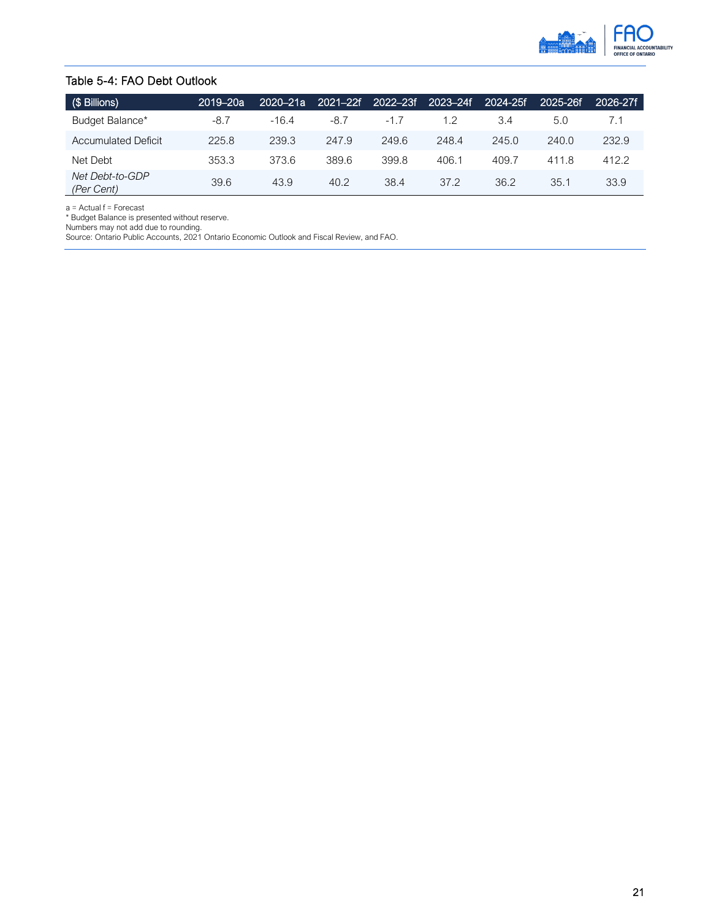Table 5-4: FAO Debt Outlook

| ($ Billions) | 2019–20a | 2020–21a | 2021–22f | 2022–23f | 2023–24f | 2024-25f | 2025-26f | 2026-27f |
|---|---|---|---|---|---|---|---|---|
| Budget Balance* | -8.7 | -16.4 | -8.7 | -1.7 | 1.2 | 3.4 | 5.0 | 7.1 |
| Accumulated Deficit | 225.8 | 239.3 | 247.9 | 249.6 | 248.4 | 245.0 | 240.0 | 232.9 |
| Net Debt | 353.3 | 373.6 | 389.6 | 399.8 | 406.1 | 409.7 | 411.8 | 412.2 |
| *Net Debt-to-GDP (Per Cent)* | 39.6 | 43.9 | 40.2 | 38.4 | 37.2 | 36.2 | 35.1 | 33.9 |

a = Actual f = Forecast
* Budget Balance is presented without reserve.
Numbers may not add due to rounding.
Source: Ontario Public Accounts, 2021 Ontario Economic Outlook and Fiscal Review, and FAO.